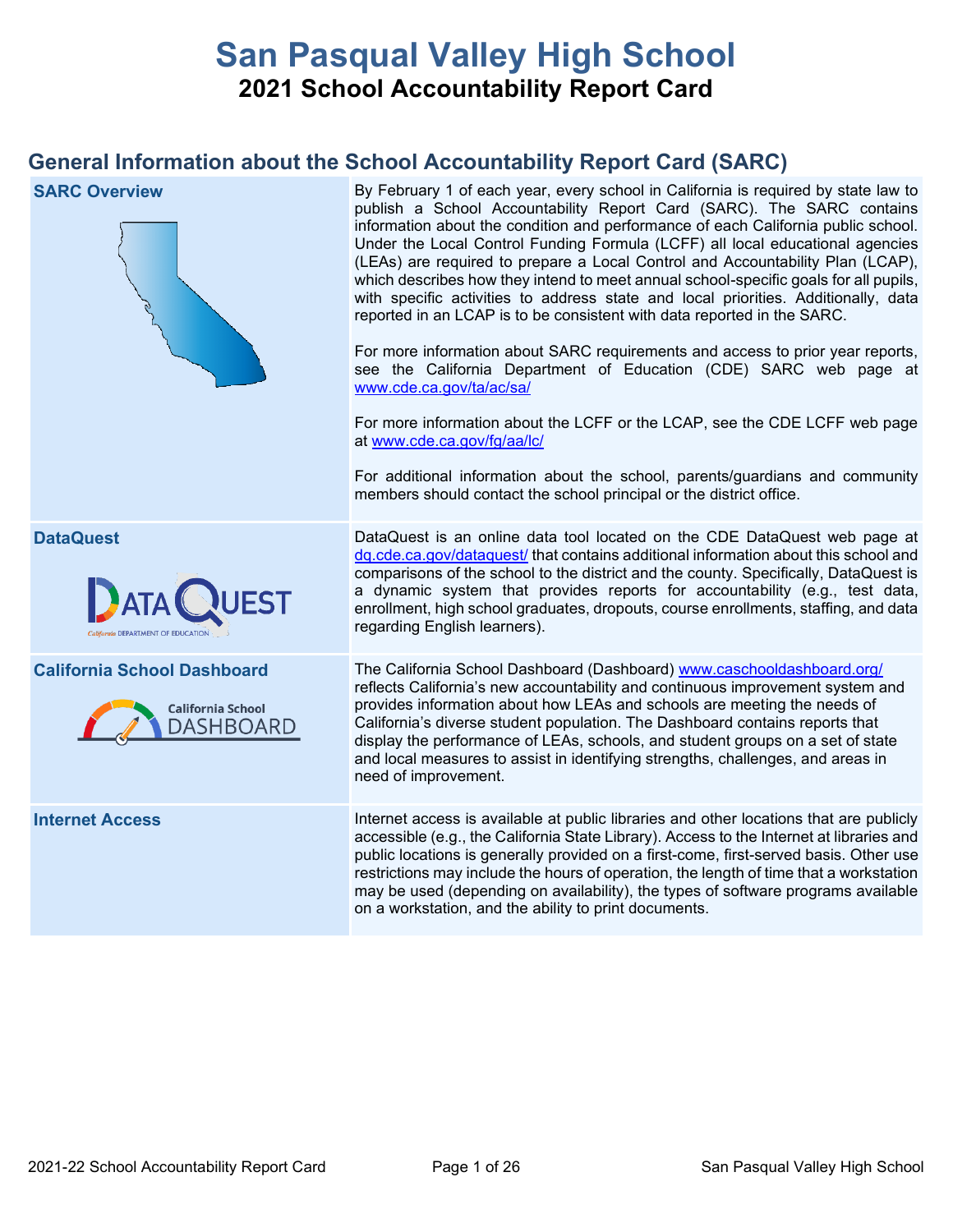# San Pasqual Valley High School

## 2021 School Accountability Report Card

## General Information about the School Accountability Report Card (SARC)

| | |
|---|---|
| **SARC Overview** | By February 1 of each year, every school in California is required by state law to publish a School Accountability Report Card (SARC). The SARC contains information about the condition and performance of each California public school. Under the Local Control Funding Formula (LCFF) all local educational agencies (LEAs) are required to prepare a Local Control and Accountability Plan (LCAP), which describes how they intend to meet annual school-specific goals for all pupils, with specific activities to address state and local priorities. Additionally, data reported in an LCAP is to be consistent with data reported in the SARC.<br><br>For more information about SARC requirements and access to prior year reports, see the California Department of Education (CDE) SARC web page at www.cde.ca.gov/ta/ac/sa/<br><br>For more information about the LCFF or the LCAP, see the CDE LCFF web page at www.cde.ca.gov/fg/aa/lc/<br><br>For additional information about the school, parents/guardians and community members should contact the school principal or the district office. |
| **DataQuest** | DataQuest is an online data tool located on the CDE DataQuest web page at dq.cde.ca.gov/dataquest/ that contains additional information about this school and comparisons of the school to the district and the county. Specifically, DataQuest is a dynamic system that provides reports for accountability (e.g., test data, enrollment, high school graduates, dropouts, course enrollments, staffing, and data regarding English learners). |
| **California School Dashboard** | The California School Dashboard (Dashboard) www.caschooldashboard.org/ reflects California's new accountability and continuous improvement system and provides information about how LEAs and schools are meeting the needs of California's diverse student population. The Dashboard contains reports that display the performance of LEAs, schools, and student groups on a set of state and local measures to assist in identifying strengths, challenges, and areas in need of improvement. |
| **Internet Access** | Internet access is available at public libraries and other locations that are publicly accessible (e.g., the California State Library). Access to the Internet at libraries and public locations is generally provided on a first-come, first-served basis. Other use restrictions may include the hours of operation, the length of time that a workstation may be used (depending on availability), the types of software programs available on a workstation, and the ability to print documents. |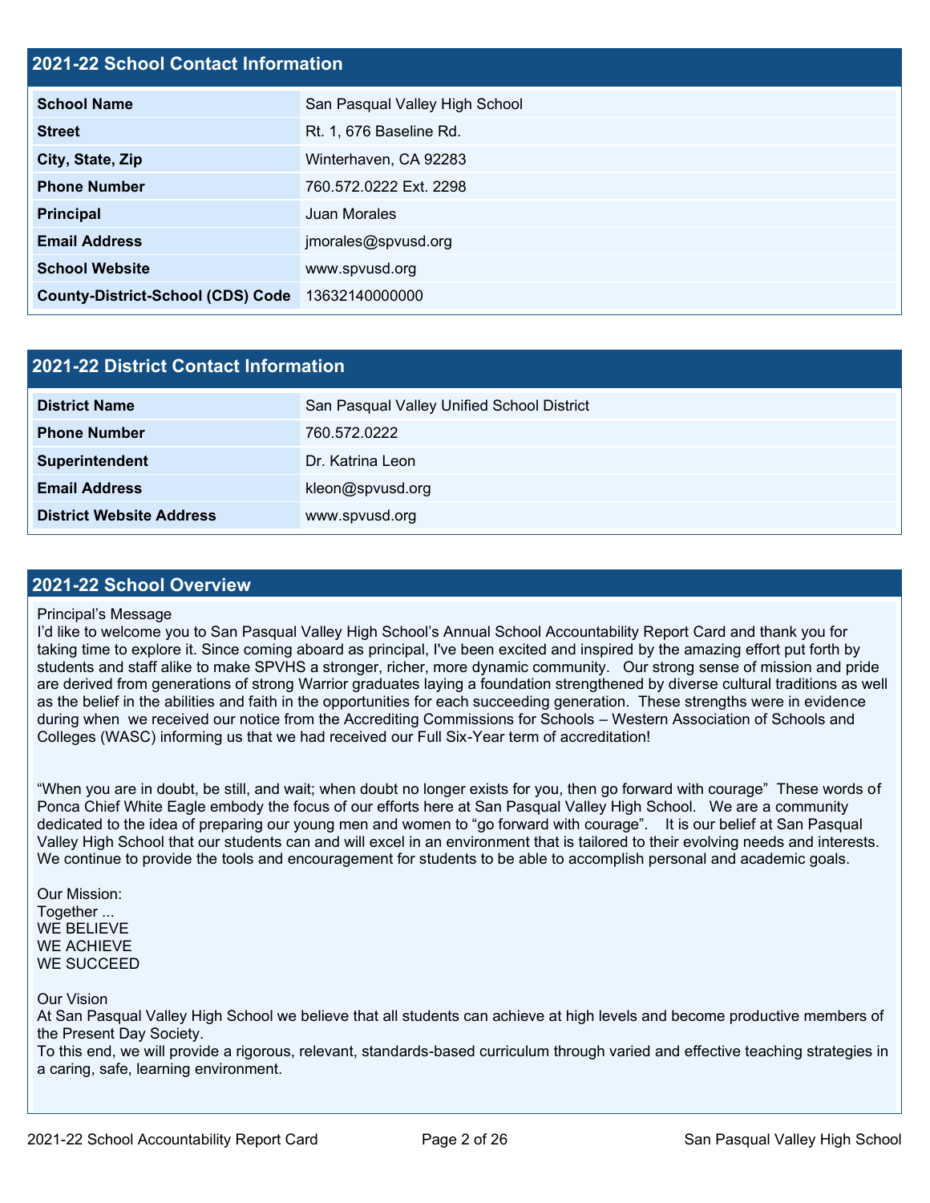## 2021-22 School Contact Information

| | |
|---|---|
| **School Name** | San Pasqual Valley High School |
| **Street** | Rt. 1, 676 Baseline Rd. |
| **City, State, Zip** | Winterhaven, CA 92283 |
| **Phone Number** | 760.572.0222 Ext. 2298 |
| **Principal** | Juan Morales |
| **Email Address** | jmorales@spvusd.org |
| **School Website** | www.spvusd.org |
| **County-District-School (CDS) Code** | 13632140000000 |

## 2021-22 District Contact Information

| | |
|---|---|
| **District Name** | San Pasqual Valley Unified School District |
| **Phone Number** | 760.572.0222 |
| **Superintendent** | Dr. Katrina Leon |
| **Email Address** | kleon@spvusd.org |
| **District Website Address** | www.spvusd.org |

## 2021-22 School Overview

Principal's Message

I'd like to welcome you to San Pasqual Valley High School's Annual School Accountability Report Card and thank you for taking time to explore it. Since coming aboard as principal, I've been excited and inspired by the amazing effort put forth by students and staff alike to make SPVHS a stronger, richer, more dynamic community. Our strong sense of mission and pride are derived from generations of strong Warrior graduates laying a foundation strengthened by diverse cultural traditions as well as the belief in the abilities and faith in the opportunities for each succeeding generation. These strengths were in evidence during when we received our notice from the Accrediting Commissions for Schools – Western Association of Schools and Colleges (WASC) informing us that we had received our Full Six-Year term of accreditation!

"When you are in doubt, be still, and wait; when doubt no longer exists for you, then go forward with courage" These words of Ponca Chief White Eagle embody the focus of our efforts here at San Pasqual Valley High School. We are a community dedicated to the idea of preparing our young men and women to "go forward with courage". It is our belief at San Pasqual Valley High School that our students can and will excel in an environment that is tailored to their evolving needs and interests. We continue to provide the tools and encouragement for students to be able to accomplish personal and academic goals.

Our Mission:
Together ...
WE BELIEVE
WE ACHIEVE
WE SUCCEED

Our Vision
At San Pasqual Valley High School we believe that all students can achieve at high levels and become productive members of the Present Day Society.
To this end, we will provide a rigorous, relevant, standards-based curriculum through varied and effective teaching strategies in a caring, safe, learning environment.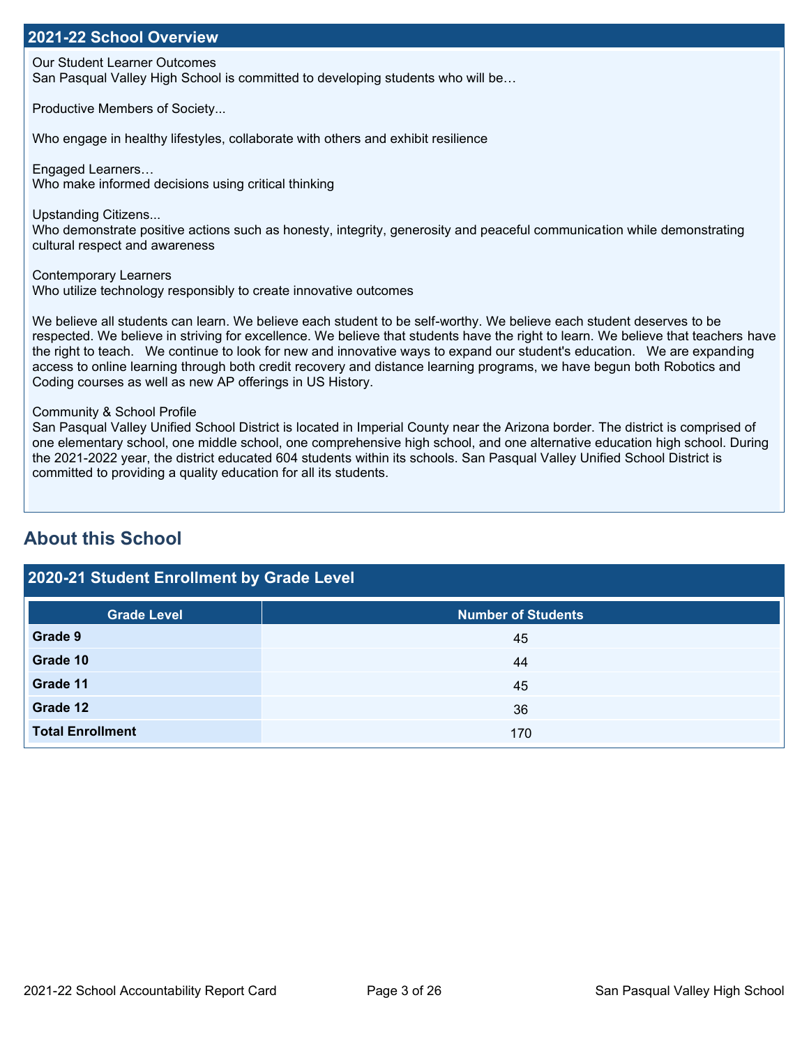## 2021-22 School Overview

Our Student Learner Outcomes
San Pasqual Valley High School is committed to developing students who will be…

Productive Members of Society...

Who engage in healthy lifestyles, collaborate with others and exhibit resilience

Engaged Learners…
Who make informed decisions using critical thinking

Upstanding Citizens...
Who demonstrate positive actions such as honesty, integrity, generosity and peaceful communication while demonstrating cultural respect and awareness

Contemporary Learners
Who utilize technology responsibly to create innovative outcomes

We believe all students can learn. We believe each student to be self-worthy. We believe each student deserves to be respected. We believe in striving for excellence. We believe that students have the right to learn. We believe that teachers have the right to teach. We continue to look for new and innovative ways to expand our student's education. We are expanding access to online learning through both credit recovery and distance learning programs, we have begun both Robotics and Coding courses as well as new AP offerings in US History.

Community & School Profile
San Pasqual Valley Unified School District is located in Imperial County near the Arizona border. The district is comprised of one elementary school, one middle school, one comprehensive high school, and one alternative education high school. During the 2021-2022 year, the district educated 604 students within its schools. San Pasqual Valley Unified School District is committed to providing a quality education for all its students.

# About this School

## 2020-21 Student Enrollment by Grade Level

| Grade Level | Number of Students |
|---|---|
| **Grade 9** | 45 |
| **Grade 10** | 44 |
| **Grade 11** | 45 |
| **Grade 12** | 36 |
| **Total Enrollment** | 170 |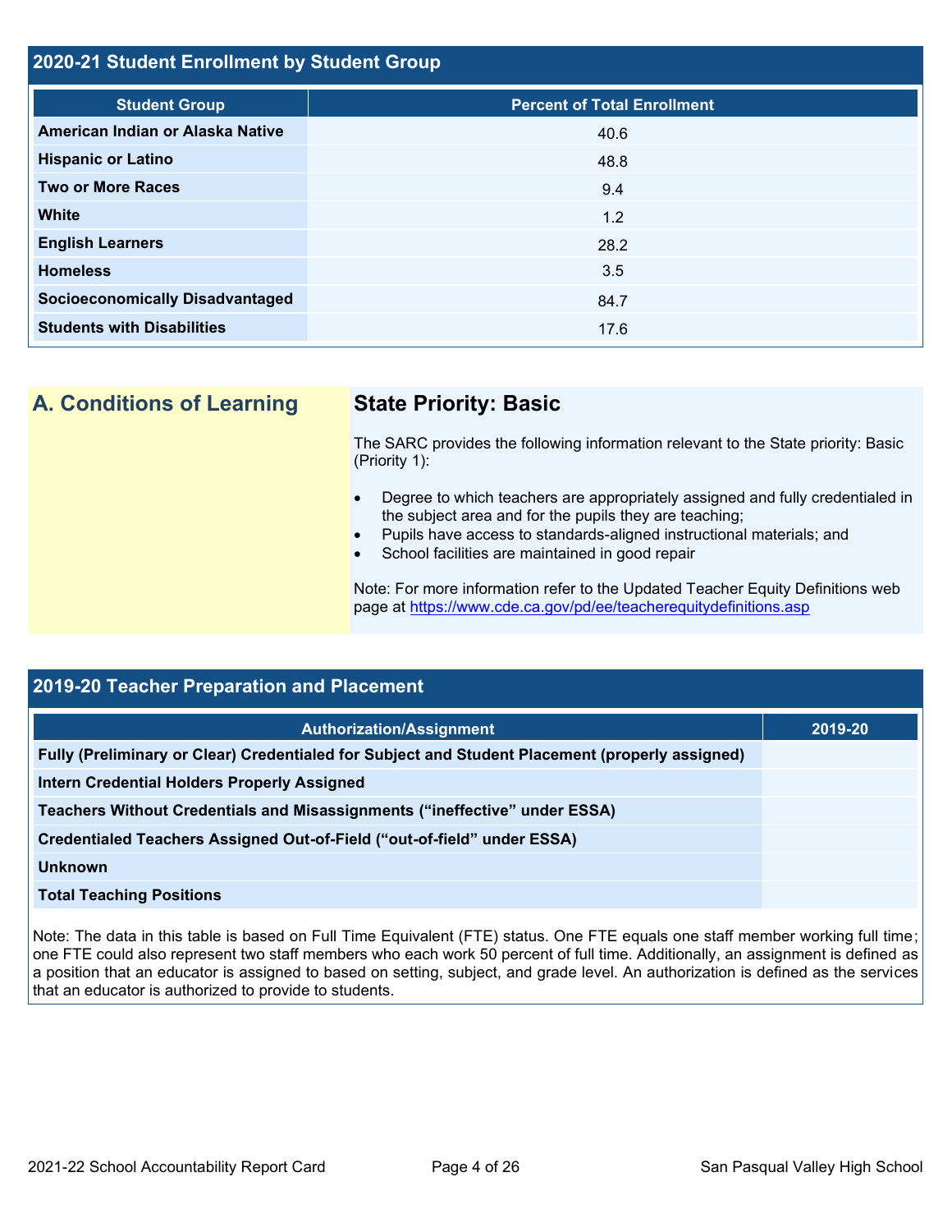## 2020-21 Student Enrollment by Student Group

| Student Group | Percent of Total Enrollment |
|---|---|
| American Indian or Alaska Native | 40.6 |
| Hispanic or Latino | 48.8 |
| Two or More Races | 9.4 |
| White | 1.2 |
| English Learners | 28.2 |
| Homeless | 3.5 |
| Socioeconomically Disadvantaged | 84.7 |
| Students with Disabilities | 17.6 |

## A. Conditions of Learning

### State Priority: Basic

The SARC provides the following information relevant to the State priority: Basic (Priority 1):

- Degree to which teachers are appropriately assigned and fully credentialed in the subject area and for the pupils they are teaching;
- Pupils have access to standards-aligned instructional materials; and
- School facilities are maintained in good repair

Note: For more information refer to the Updated Teacher Equity Definitions web page at https://www.cde.ca.gov/pd/ee/teacherequitydefinitions.asp

## 2019-20 Teacher Preparation and Placement

| Authorization/Assignment | 2019-20 |
|---|---|
| Fully (Preliminary or Clear) Credentialed for Subject and Student Placement (properly assigned) | |
| Intern Credential Holders Properly Assigned | |
| Teachers Without Credentials and Misassignments (“ineffective” under ESSA) | |
| Credentialed Teachers Assigned Out-of-Field (“out-of-field” under ESSA) | |
| Unknown | |
| Total Teaching Positions | |

Note: The data in this table is based on Full Time Equivalent (FTE) status. One FTE equals one staff member working full time; one FTE could also represent two staff members who each work 50 percent of full time. Additionally, an assignment is defined as a position that an educator is assigned to based on setting, subject, and grade level. An authorization is defined as the services that an educator is authorized to provide to students.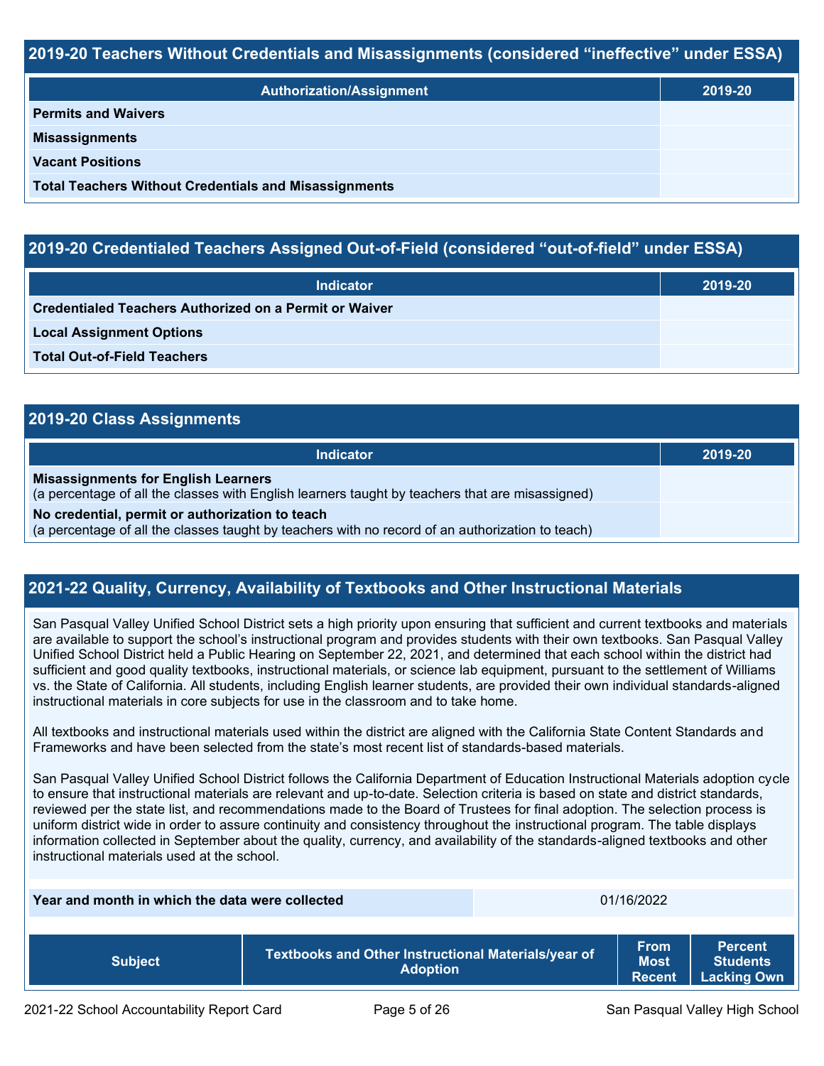## 2019-20 Teachers Without Credentials and Misassignments (considered "ineffective" under ESSA)

| Authorization/Assignment | 2019-20 |
|---|---|
| **Permits and Waivers** | |
| **Misassignments** | |
| **Vacant Positions** | |
| **Total Teachers Without Credentials and Misassignments** | |

## 2019-20 Credentialed Teachers Assigned Out-of-Field (considered "out-of-field" under ESSA)

| Indicator | 2019-20 |
|---|---|
| **Credentialed Teachers Authorized on a Permit or Waiver** | |
| **Local Assignment Options** | |
| **Total Out-of-Field Teachers** | |

## 2019-20 Class Assignments

| Indicator | 2019-20 |
|---|---|
| **Misassignments for English Learners** (a percentage of all the classes with English learners taught by teachers that are misassigned) | |
| **No credential, permit or authorization to teach** (a percentage of all the classes taught by teachers with no record of an authorization to teach) | |

## 2021-22 Quality, Currency, Availability of Textbooks and Other Instructional Materials

San Pasqual Valley Unified School District sets a high priority upon ensuring that sufficient and current textbooks and materials are available to support the school's instructional program and provides students with their own textbooks. San Pasqual Valley Unified School District held a Public Hearing on September 22, 2021, and determined that each school within the district had sufficient and good quality textbooks, instructional materials, or science lab equipment, pursuant to the settlement of Williams vs. the State of California. All students, including English learner students, are provided their own individual standards-aligned instructional materials in core subjects for use in the classroom and to take home.

All textbooks and instructional materials used within the district are aligned with the California State Content Standards and Frameworks and have been selected from the state's most recent list of standards-based materials.

San Pasqual Valley Unified School District follows the California Department of Education Instructional Materials adoption cycle to ensure that instructional materials are relevant and up-to-date. Selection criteria is based on state and district standards, reviewed per the state list, and recommendations made to the Board of Trustees for final adoption. The selection process is uniform district wide in order to assure continuity and consistency throughout the instructional program. The table displays information collected in September about the quality, currency, and availability of the standards-aligned textbooks and other instructional materials used at the school.

| Year and month in which the data were collected | 01/16/2022 |
|---|---|

| Subject | Textbooks and Other Instructional Materials/year of Adoption | From Most Recent | Percent Students Lacking Own |
|---|---|---|---|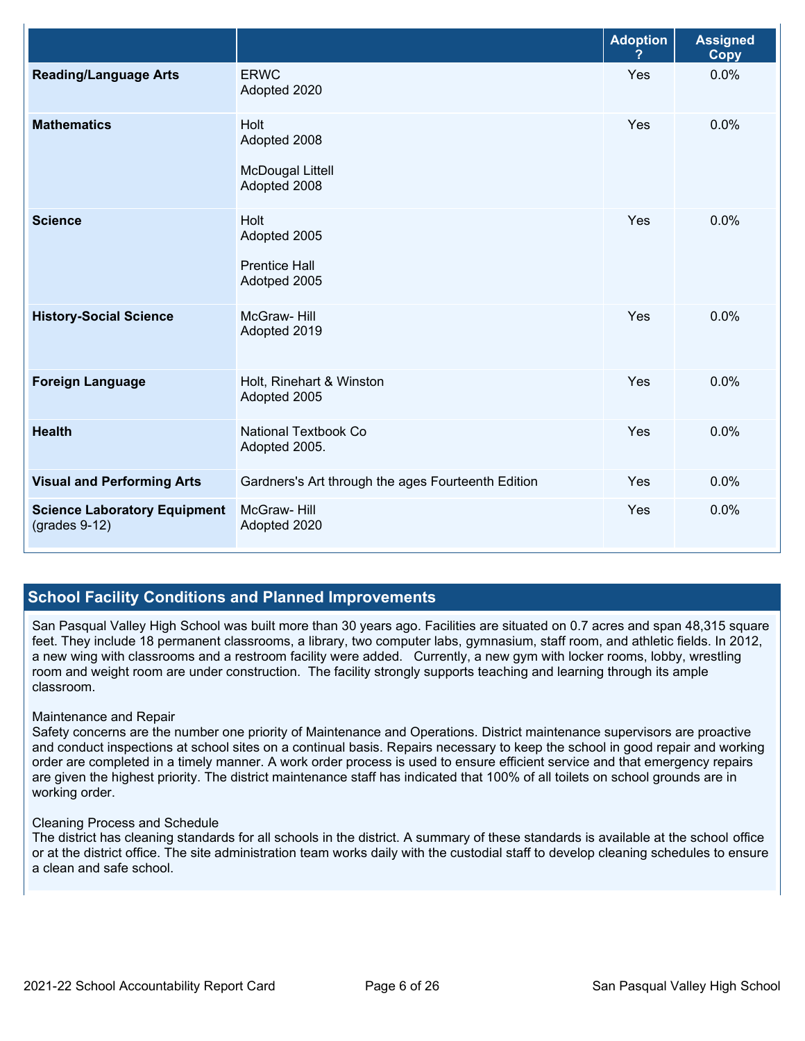| | | Adoption ? | Assigned Copy |
|---|---|---|---|
| **Reading/Language Arts** | ERWC<br>Adopted 2020 | Yes | 0.0% |
| **Mathematics** | Holt<br>Adopted 2008<br><br>McDougal Littell<br>Adopted 2008 | Yes | 0.0% |
| **Science** | Holt<br>Adopted 2005<br><br>Prentice Hall<br>Adotped 2005 | Yes | 0.0% |
| **History-Social Science** | McGraw- Hill<br>Adopted 2019 | Yes | 0.0% |
| **Foreign Language** | Holt, Rinehart & Winston<br>Adopted 2005 | Yes | 0.0% |
| **Health** | National Textbook Co<br>Adopted 2005. | Yes | 0.0% |
| **Visual and Performing Arts** | Gardners's Art through the ages Fourteenth Edition | Yes | 0.0% |
| **Science Laboratory Equipment** (grades 9-12) | McGraw- Hill<br>Adopted 2020 | Yes | 0.0% |

## School Facility Conditions and Planned Improvements

San Pasqual Valley High School was built more than 30 years ago. Facilities are situated on 0.7 acres and span 48,315 square feet. They include 18 permanent classrooms, a library, two computer labs, gymnasium, staff room, and athletic fields. In 2012, a new wing with classrooms and a restroom facility were added. Currently, a new gym with locker rooms, lobby, wrestling room and weight room are under construction. The facility strongly supports teaching and learning through its ample classroom.

Maintenance and Repair
Safety concerns are the number one priority of Maintenance and Operations. District maintenance supervisors are proactive and conduct inspections at school sites on a continual basis. Repairs necessary to keep the school in good repair and working order are completed in a timely manner. A work order process is used to ensure efficient service and that emergency repairs are given the highest priority. The district maintenance staff has indicated that 100% of all toilets on school grounds are in working order.

Cleaning Process and Schedule
The district has cleaning standards for all schools in the district. A summary of these standards is available at the school office or at the district office. The site administration team works daily with the custodial staff to develop cleaning schedules to ensure a clean and safe school.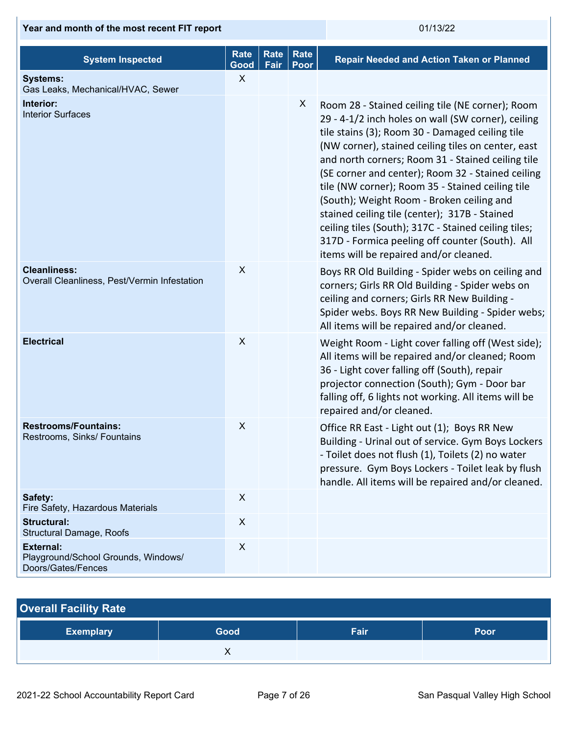| Year and month of the most recent FIT report | 01/13/22 |
|---|---|

| System Inspected | Rate Good | Rate Fair | Rate Poor | Repair Needed and Action Taken or Planned |
|---|---|---|---|---|
| **Systems:** Gas Leaks, Mechanical/HVAC, Sewer | X | | | |
| **Interior:** Interior Surfaces | | | X | Room 28 - Stained ceiling tile (NE corner); Room 29 - 4-1/2 inch holes on wall (SW corner), ceiling tile stains (3); Room 30 - Damaged ceiling tile (NW corner), stained ceiling tiles on center, east and north corners; Room 31 - Stained ceiling tile (SE corner and center); Room 32 - Stained ceiling tile (NW corner); Room 35 - Stained ceiling tile (South); Weight Room - Broken ceiling and stained ceiling tile (center); 317B - Stained ceiling tiles (South); 317C - Stained ceiling tiles; 317D - Formica peeling off counter (South). All items will be repaired and/or cleaned. |
| **Cleanliness:** Overall Cleanliness, Pest/Vermin Infestation | X | | | Boys RR Old Building - Spider webs on ceiling and corners; Girls RR Old Building - Spider webs on ceiling and corners; Girls RR New Building - Spider webs. Boys RR New Building - Spider webs; All items will be repaired and/or cleaned. |
| **Electrical** | X | | | Weight Room - Light cover falling off (West side); All items will be repaired and/or cleaned; Room 36 - Light cover falling off (South), repair projector connection (South); Gym - Door bar falling off, 6 lights not working. All items will be repaired and/or cleaned. |
| **Restrooms/Fountains:** Restrooms, Sinks/ Fountains | X | | | Office RR East - Light out (1); Boys RR New Building - Urinal out of service. Gym Boys Lockers - Toilet does not flush (1), Toilets (2) no water pressure. Gym Boys Lockers - Toilet leak by flush handle. All items will be repaired and/or cleaned. |
| **Safety:** Fire Safety, Hazardous Materials | X | | | |
| **Structural:** Structural Damage, Roofs | X | | | |
| **External:** Playground/School Grounds, Windows/ Doors/Gates/Fences | X | | | |

## Overall Facility Rate

| Exemplary | Good | Fair | Poor |
|---|---|---|---|
| | X | | |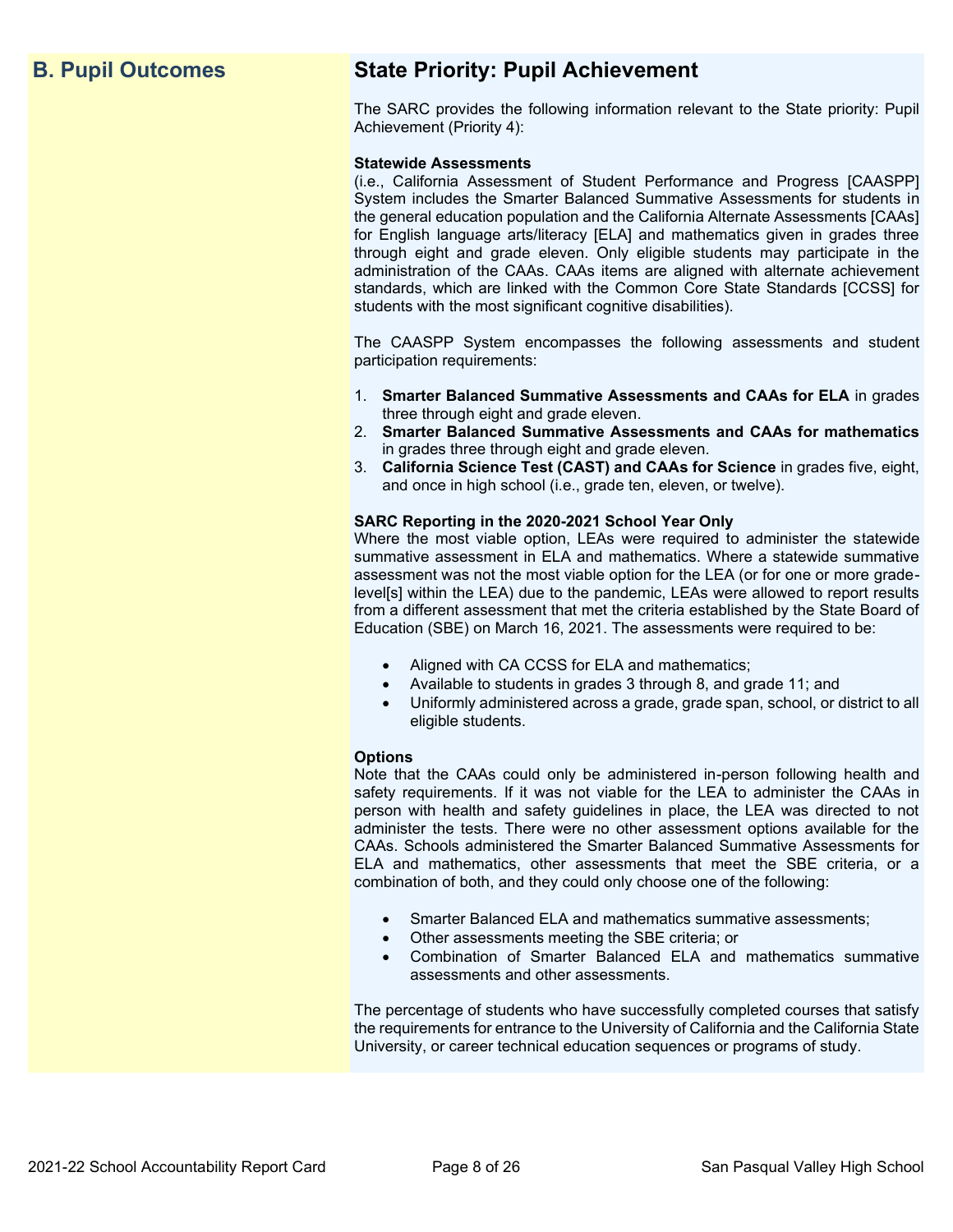## B. Pupil Outcomes

## State Priority: Pupil Achievement

The SARC provides the following information relevant to the State priority: Pupil Achievement (Priority 4):

**Statewide Assessments**
(i.e., California Assessment of Student Performance and Progress [CAASPP] System includes the Smarter Balanced Summative Assessments for students in the general education population and the California Alternate Assessments [CAAs] for English language arts/literacy [ELA] and mathematics given in grades three through eight and grade eleven. Only eligible students may participate in the administration of the CAAs. CAAs items are aligned with alternate achievement standards, which are linked with the Common Core State Standards [CCSS] for students with the most significant cognitive disabilities).

The CAASPP System encompasses the following assessments and student participation requirements:

1. **Smarter Balanced Summative Assessments and CAAs for ELA** in grades three through eight and grade eleven.
2. **Smarter Balanced Summative Assessments and CAAs for mathematics** in grades three through eight and grade eleven.
3. **California Science Test (CAST) and CAAs for Science** in grades five, eight, and once in high school (i.e., grade ten, eleven, or twelve).

**SARC Reporting in the 2020-2021 School Year Only**
Where the most viable option, LEAs were required to administer the statewide summative assessment in ELA and mathematics. Where a statewide summative assessment was not the most viable option for the LEA (or for one or more grade-level[s] within the LEA) due to the pandemic, LEAs were allowed to report results from a different assessment that met the criteria established by the State Board of Education (SBE) on March 16, 2021. The assessments were required to be:

- Aligned with CA CCSS for ELA and mathematics;
- Available to students in grades 3 through 8, and grade 11; and
- Uniformly administered across a grade, grade span, school, or district to all eligible students.

**Options**
Note that the CAAs could only be administered in-person following health and safety requirements. If it was not viable for the LEA to administer the CAAs in person with health and safety guidelines in place, the LEA was directed to not administer the tests. There were no other assessment options available for the CAAs. Schools administered the Smarter Balanced Summative Assessments for ELA and mathematics, other assessments that meet the SBE criteria, or a combination of both, and they could only choose one of the following:

- Smarter Balanced ELA and mathematics summative assessments;
- Other assessments meeting the SBE criteria; or
- Combination of Smarter Balanced ELA and mathematics summative assessments and other assessments.

The percentage of students who have successfully completed courses that satisfy the requirements for entrance to the University of California and the California State University, or career technical education sequences or programs of study.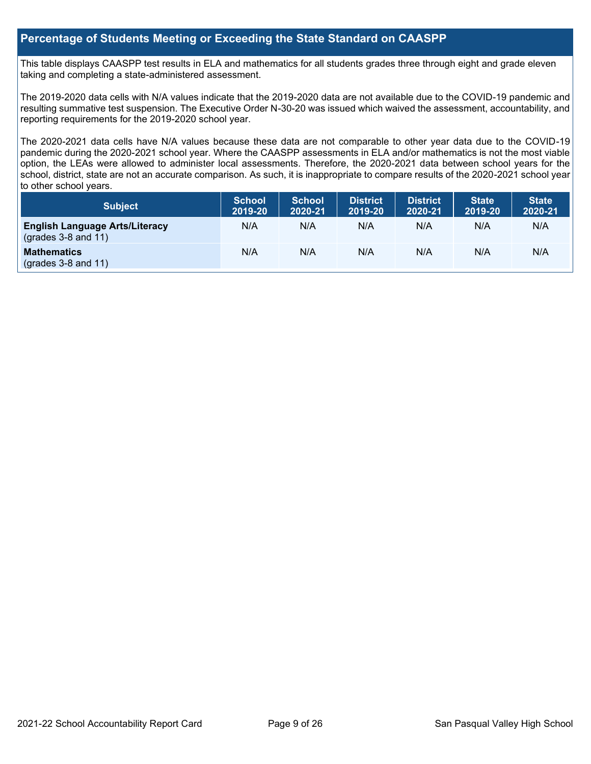## Percentage of Students Meeting or Exceeding the State Standard on CAASPP

This table displays CAASPP test results in ELA and mathematics for all students grades three through eight and grade eleven taking and completing a state-administered assessment.

The 2019-2020 data cells with N/A values indicate that the 2019-2020 data are not available due to the COVID-19 pandemic and resulting summative test suspension. The Executive Order N-30-20 was issued which waived the assessment, accountability, and reporting requirements for the 2019-2020 school year.

The 2020-2021 data cells have N/A values because these data are not comparable to other year data due to the COVID-19 pandemic during the 2020-2021 school year. Where the CAASPP assessments in ELA and/or mathematics is not the most viable option, the LEAs were allowed to administer local assessments. Therefore, the 2020-2021 data between school years for the school, district, state are not an accurate comparison. As such, it is inappropriate to compare results of the 2020-2021 school year to other school years.

| Subject | School 2019-20 | School 2020-21 | District 2019-20 | District 2020-21 | State 2019-20 | State 2020-21 |
|---|---|---|---|---|---|---|
| **English Language Arts/Literacy** (grades 3-8 and 11) | N/A | N/A | N/A | N/A | N/A | N/A |
| **Mathematics** (grades 3-8 and 11) | N/A | N/A | N/A | N/A | N/A | N/A |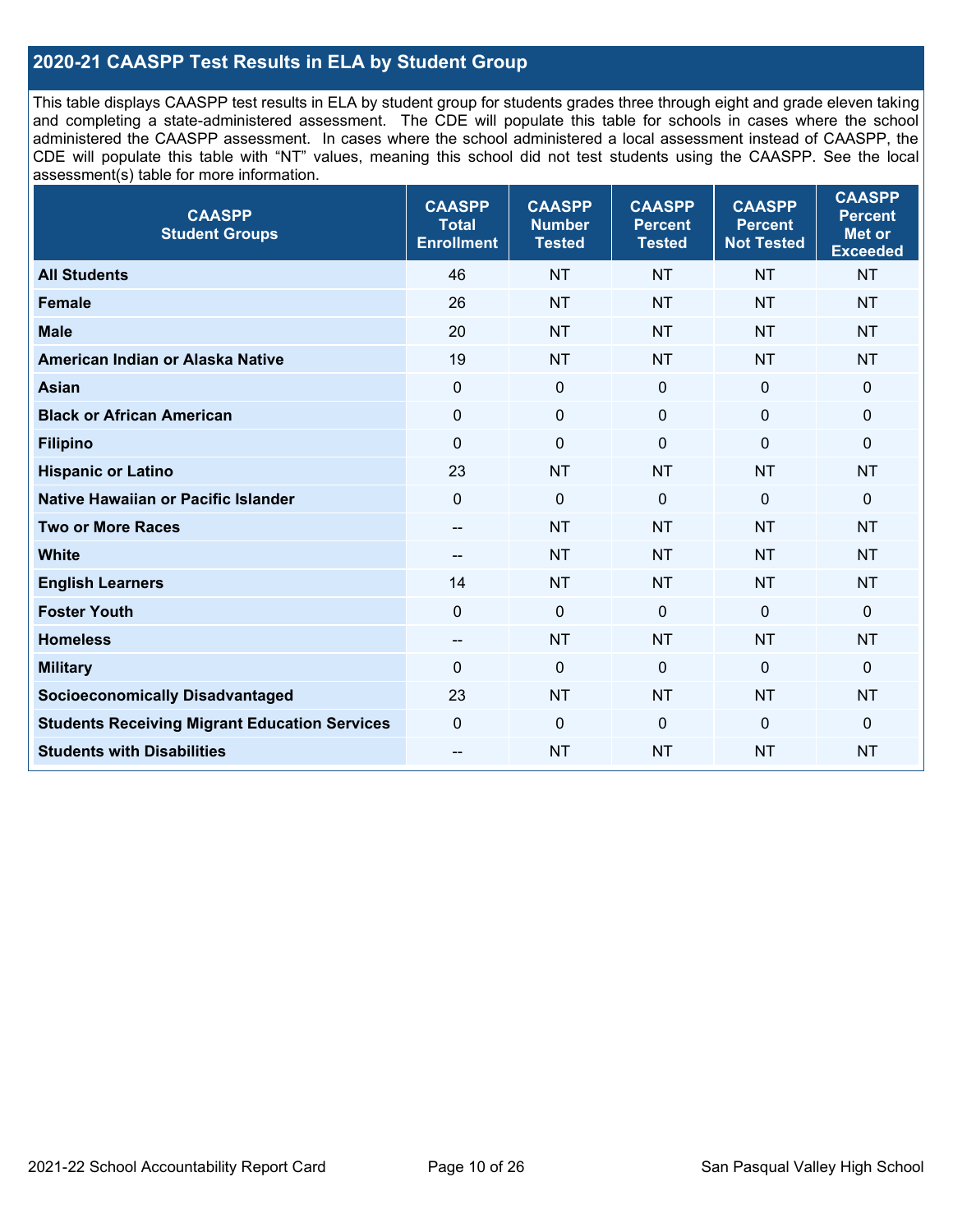## 2020-21 CAASPP Test Results in ELA by Student Group

This table displays CAASPP test results in ELA by student group for students grades three through eight and grade eleven taking and completing a state-administered assessment. The CDE will populate this table for schools in cases where the school administered the CAASPP assessment. In cases where the school administered a local assessment instead of CAASPP, the CDE will populate this table with "NT" values, meaning this school did not test students using the CAASPP. See the local assessment(s) table for more information.

| CAASPP Student Groups | CAASPP Total Enrollment | CAASPP Number Tested | CAASPP Percent Tested | CAASPP Percent Not Tested | CAASPP Percent Met or Exceeded |
|---|---|---|---|---|---|
| **All Students** | 46 | NT | NT | NT | NT |
| **Female** | 26 | NT | NT | NT | NT |
| **Male** | 20 | NT | NT | NT | NT |
| **American Indian or Alaska Native** | 19 | NT | NT | NT | NT |
| **Asian** | 0 | 0 | 0 | 0 | 0 |
| **Black or African American** | 0 | 0 | 0 | 0 | 0 |
| **Filipino** | 0 | 0 | 0 | 0 | 0 |
| **Hispanic or Latino** | 23 | NT | NT | NT | NT |
| **Native Hawaiian or Pacific Islander** | 0 | 0 | 0 | 0 | 0 |
| **Two or More Races** | -- | NT | NT | NT | NT |
| **White** | -- | NT | NT | NT | NT |
| **English Learners** | 14 | NT | NT | NT | NT |
| **Foster Youth** | 0 | 0 | 0 | 0 | 0 |
| **Homeless** | -- | NT | NT | NT | NT |
| **Military** | 0 | 0 | 0 | 0 | 0 |
| **Socioeconomically Disadvantaged** | 23 | NT | NT | NT | NT |
| **Students Receiving Migrant Education Services** | 0 | 0 | 0 | 0 | 0 |
| **Students with Disabilities** | -- | NT | NT | NT | NT |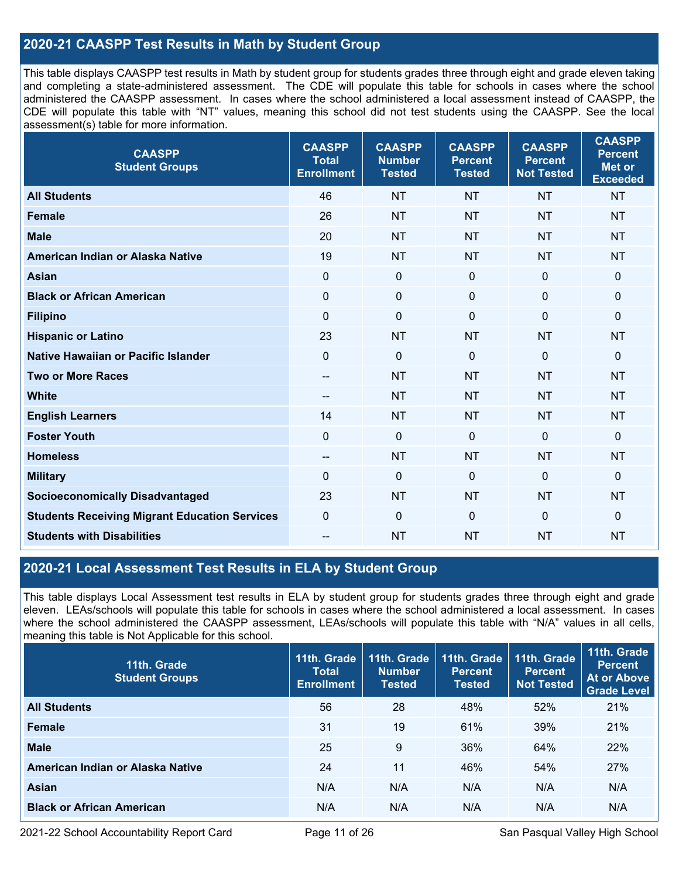## 2020-21 CAASPP Test Results in Math by Student Group

This table displays CAASPP test results in Math by student group for students grades three through eight and grade eleven taking and completing a state-administered assessment. The CDE will populate this table for schools in cases where the school administered the CAASPP assessment. In cases where the school administered a local assessment instead of CAASPP, the CDE will populate this table with "NT" values, meaning this school did not test students using the CAASPP. See the local assessment(s) table for more information.

| CAASPP Student Groups | CAASPP Total Enrollment | CAASPP Number Tested | CAASPP Percent Tested | CAASPP Percent Not Tested | CAASPP Percent Met or Exceeded |
|---|---|---|---|---|---|
| **All Students** | 46 | NT | NT | NT | NT |
| **Female** | 26 | NT | NT | NT | NT |
| **Male** | 20 | NT | NT | NT | NT |
| **American Indian or Alaska Native** | 19 | NT | NT | NT | NT |
| **Asian** | 0 | 0 | 0 | 0 | 0 |
| **Black or African American** | 0 | 0 | 0 | 0 | 0 |
| **Filipino** | 0 | 0 | 0 | 0 | 0 |
| **Hispanic or Latino** | 23 | NT | NT | NT | NT |
| **Native Hawaiian or Pacific Islander** | 0 | 0 | 0 | 0 | 0 |
| **Two or More Races** | -- | NT | NT | NT | NT |
| **White** | -- | NT | NT | NT | NT |
| **English Learners** | 14 | NT | NT | NT | NT |
| **Foster Youth** | 0 | 0 | 0 | 0 | 0 |
| **Homeless** | -- | NT | NT | NT | NT |
| **Military** | 0 | 0 | 0 | 0 | 0 |
| **Socioeconomically Disadvantaged** | 23 | NT | NT | NT | NT |
| **Students Receiving Migrant Education Services** | 0 | 0 | 0 | 0 | 0 |
| **Students with Disabilities** | -- | NT | NT | NT | NT |

## 2020-21 Local Assessment Test Results in ELA by Student Group

This table displays Local Assessment test results in ELA by student group for students grades three through eight and grade eleven. LEAs/schools will populate this table for schools in cases where the school administered a local assessment. In cases where the school administered the CAASPP assessment, LEAs/schools will populate this table with "N/A" values in all cells, meaning this table is Not Applicable for this school.

| 11th. Grade Student Groups | 11th. Grade Total Enrollment | 11th. Grade Number Tested | 11th. Grade Percent Tested | 11th. Grade Percent Not Tested | 11th. Grade Percent At or Above Grade Level |
|---|---|---|---|---|---|
| **All Students** | 56 | 28 | 48% | 52% | 21% |
| **Female** | 31 | 19 | 61% | 39% | 21% |
| **Male** | 25 | 9 | 36% | 64% | 22% |
| **American Indian or Alaska Native** | 24 | 11 | 46% | 54% | 27% |
| **Asian** | N/A | N/A | N/A | N/A | N/A |
| **Black or African American** | N/A | N/A | N/A | N/A | N/A |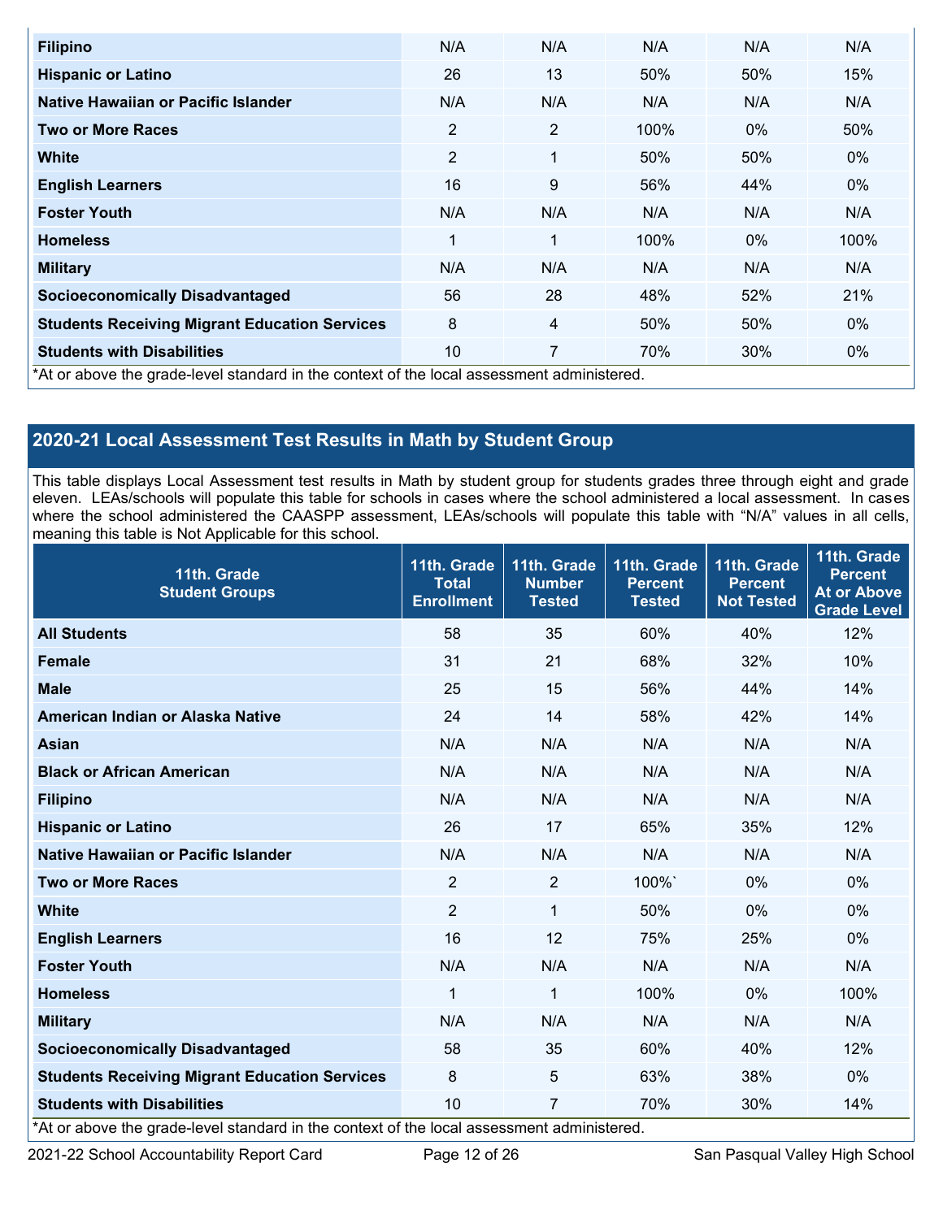| Filipino | N/A | N/A | N/A | N/A | N/A |
|---|---|---|---|---|---|
| Hispanic or Latino | 26 | 13 | 50% | 50% | 15% |
| Native Hawaiian or Pacific Islander | N/A | N/A | N/A | N/A | N/A |
| Two or More Races | 2 | 2 | 100% | 0% | 50% |
| White | 2 | 1 | 50% | 50% | 0% |
| English Learners | 16 | 9 | 56% | 44% | 0% |
| Foster Youth | N/A | N/A | N/A | N/A | N/A |
| Homeless | 1 | 1 | 100% | 0% | 100% |
| Military | N/A | N/A | N/A | N/A | N/A |
| Socioeconomically Disadvantaged | 56 | 28 | 48% | 52% | 21% |
| Students Receiving Migrant Education Services | 8 | 4 | 50% | 50% | 0% |
| Students with Disabilities | 10 | 7 | 70% | 30% | 0% |

*At or above the grade-level standard in the context of the local assessment administered.

## 2020-21 Local Assessment Test Results in Math by Student Group

This table displays Local Assessment test results in Math by student group for students grades three through eight and grade eleven. LEAs/schools will populate this table for schools in cases where the school administered a local assessment. In cases where the school administered the CAASPP assessment, LEAs/schools will populate this table with "N/A" values in all cells, meaning this table is Not Applicable for this school.

| 11th. Grade Student Groups | 11th. Grade Total Enrollment | 11th. Grade Number Tested | 11th. Grade Percent Tested | 11th. Grade Percent Not Tested | 11th. Grade Percent At or Above Grade Level |
|---|---|---|---|---|---|
| All Students | 58 | 35 | 60% | 40% | 12% |
| Female | 31 | 21 | 68% | 32% | 10% |
| Male | 25 | 15 | 56% | 44% | 14% |
| American Indian or Alaska Native | 24 | 14 | 58% | 42% | 14% |
| Asian | N/A | N/A | N/A | N/A | N/A |
| Black or African American | N/A | N/A | N/A | N/A | N/A |
| Filipino | N/A | N/A | N/A | N/A | N/A |
| Hispanic or Latino | 26 | 17 | 65% | 35% | 12% |
| Native Hawaiian or Pacific Islander | N/A | N/A | N/A | N/A | N/A |
| Two or More Races | 2 | 2 | 100%` | 0% | 0% |
| White | 2 | 1 | 50% | 0% | 0% |
| English Learners | 16 | 12 | 75% | 25% | 0% |
| Foster Youth | N/A | N/A | N/A | N/A | N/A |
| Homeless | 1 | 1 | 100% | 0% | 100% |
| Military | N/A | N/A | N/A | N/A | N/A |
| Socioeconomically Disadvantaged | 58 | 35 | 60% | 40% | 12% |
| Students Receiving Migrant Education Services | 8 | 5 | 63% | 38% | 0% |
| Students with Disabilities | 10 | 7 | 70% | 30% | 14% |

*At or above the grade-level standard in the context of the local assessment administered.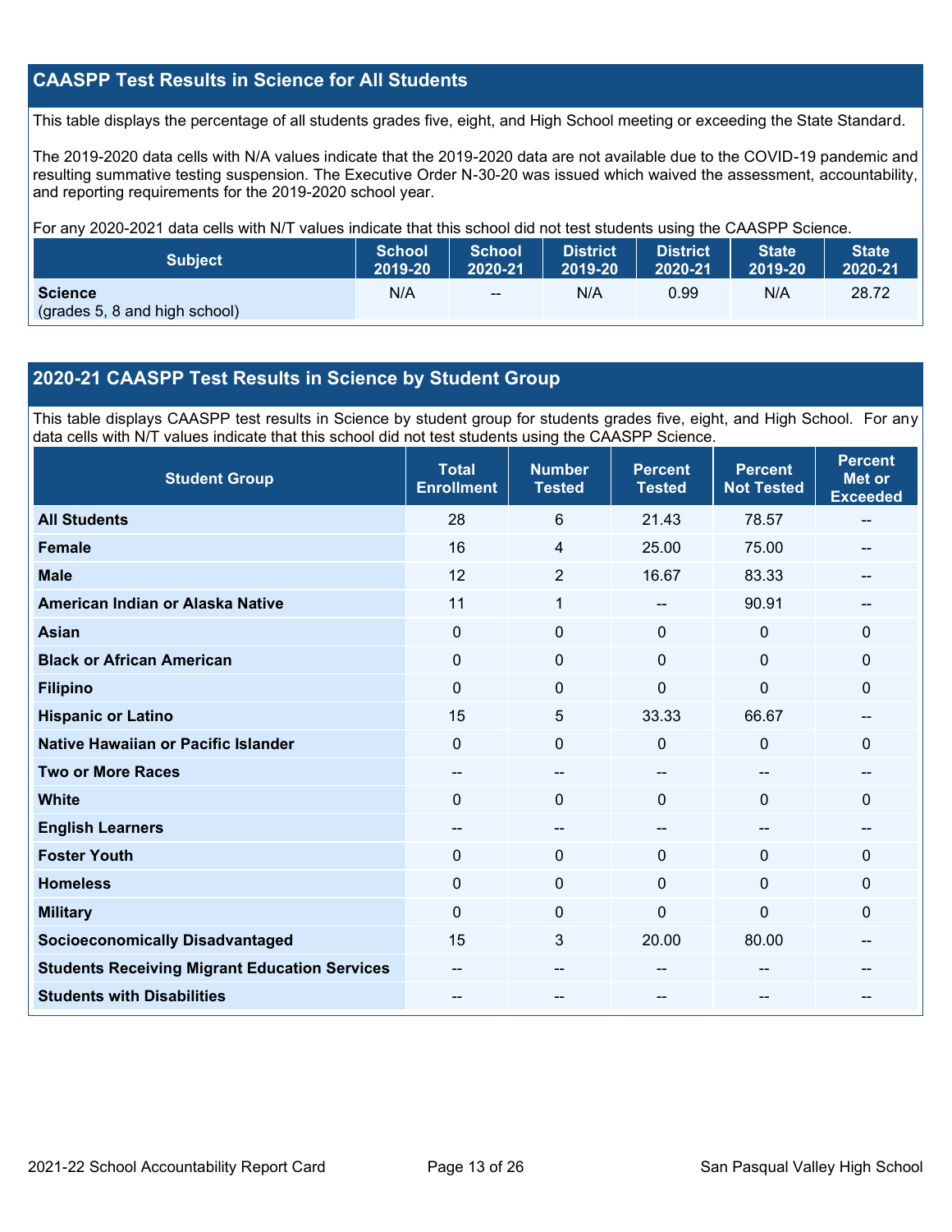## CAASPP Test Results in Science for All Students

This table displays the percentage of all students grades five, eight, and High School meeting or exceeding the State Standard.

The 2019-2020 data cells with N/A values indicate that the 2019-2020 data are not available due to the COVID-19 pandemic and resulting summative testing suspension. The Executive Order N-30-20 was issued which waived the assessment, accountability, and reporting requirements for the 2019-2020 school year.

For any 2020-2021 data cells with N/T values indicate that this school did not test students using the CAASPP Science.

| Subject | School 2019-20 | School 2020-21 | District 2019-20 | District 2020-21 | State 2019-20 | State 2020-21 |
|---|---|---|---|---|---|---|
| **Science** (grades 5, 8 and high school) | N/A | -- | N/A | 0.99 | N/A | 28.72 |

## 2020-21 CAASPP Test Results in Science by Student Group

This table displays CAASPP test results in Science by student group for students grades five, eight, and High School. For any data cells with N/T values indicate that this school did not test students using the CAASPP Science.

| Student Group | Total Enrollment | Number Tested | Percent Tested | Percent Not Tested | Percent Met or Exceeded |
|---|---|---|---|---|---|
| **All Students** | 28 | 6 | 21.43 | 78.57 | -- |
| **Female** | 16 | 4 | 25.00 | 75.00 | -- |
| **Male** | 12 | 2 | 16.67 | 83.33 | -- |
| **American Indian or Alaska Native** | 11 | 1 | -- | 90.91 | -- |
| **Asian** | 0 | 0 | 0 | 0 | 0 |
| **Black or African American** | 0 | 0 | 0 | 0 | 0 |
| **Filipino** | 0 | 0 | 0 | 0 | 0 |
| **Hispanic or Latino** | 15 | 5 | 33.33 | 66.67 | -- |
| **Native Hawaiian or Pacific Islander** | 0 | 0 | 0 | 0 | 0 |
| **Two or More Races** | -- | -- | -- | -- | -- |
| **White** | 0 | 0 | 0 | 0 | 0 |
| **English Learners** | -- | -- | -- | -- | -- |
| **Foster Youth** | 0 | 0 | 0 | 0 | 0 |
| **Homeless** | 0 | 0 | 0 | 0 | 0 |
| **Military** | 0 | 0 | 0 | 0 | 0 |
| **Socioeconomically Disadvantaged** | 15 | 3 | 20.00 | 80.00 | -- |
| **Students Receiving Migrant Education Services** | -- | -- | -- | -- | -- |
| **Students with Disabilities** | -- | -- | -- | -- | -- |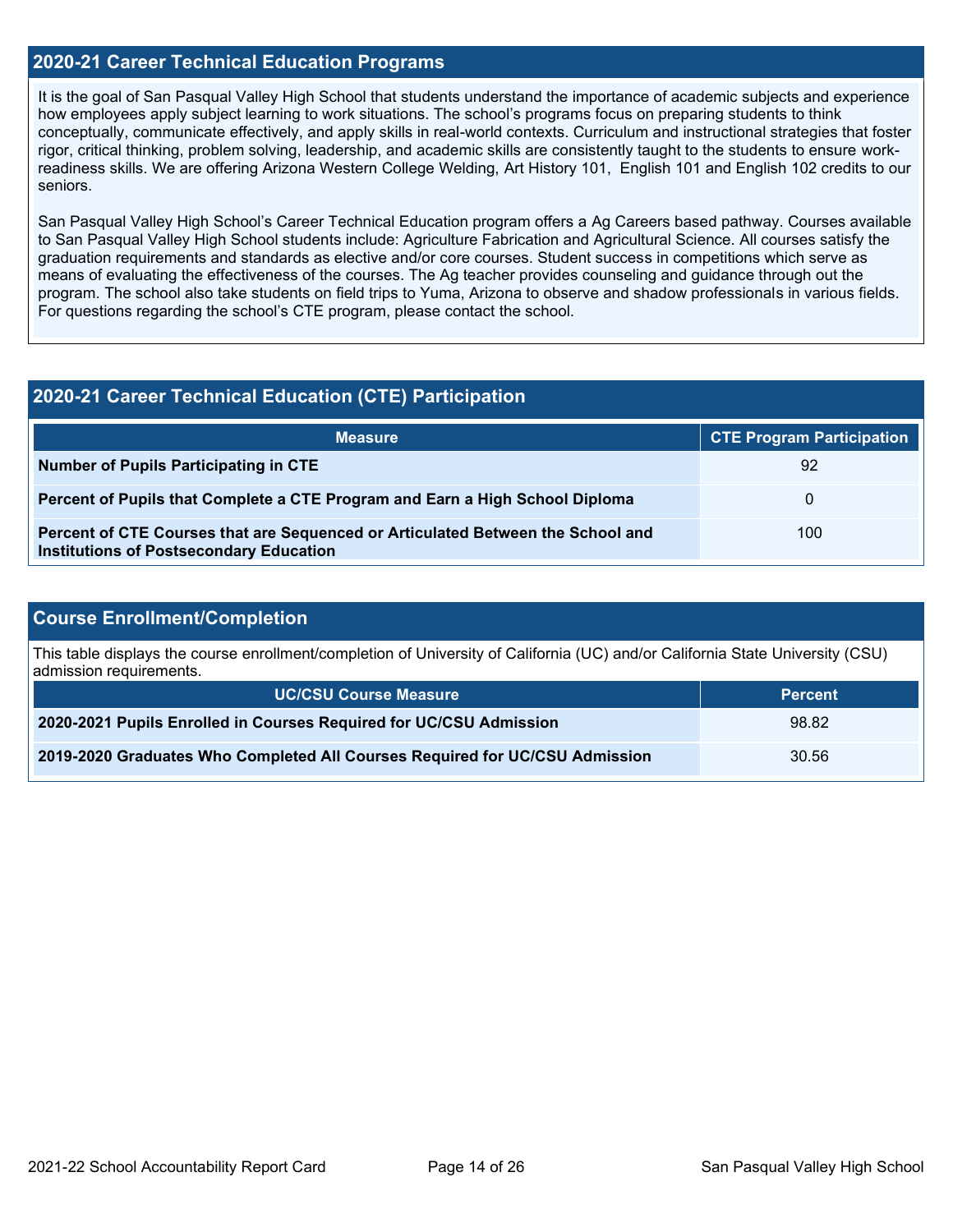## 2020-21 Career Technical Education Programs

It is the goal of San Pasqual Valley High School that students understand the importance of academic subjects and experience how employees apply subject learning to work situations. The school's programs focus on preparing students to think conceptually, communicate effectively, and apply skills in real-world contexts. Curriculum and instructional strategies that foster rigor, critical thinking, problem solving, leadership, and academic skills are consistently taught to the students to ensure work-readiness skills. We are offering Arizona Western College Welding, Art History 101, English 101 and English 102 credits to our seniors.

San Pasqual Valley High School's Career Technical Education program offers a Ag Careers based pathway. Courses available to San Pasqual Valley High School students include: Agriculture Fabrication and Agricultural Science. All courses satisfy the graduation requirements and standards as elective and/or core courses. Student success in competitions which serve as means of evaluating the effectiveness of the courses. The Ag teacher provides counseling and guidance through out the program. The school also take students on field trips to Yuma, Arizona to observe and shadow professionals in various fields. For questions regarding the school's CTE program, please contact the school.

## 2020-21 Career Technical Education (CTE) Participation

| Measure | CTE Program Participation |
|---|---|
| **Number of Pupils Participating in CTE** | 92 |
| **Percent of Pupils that Complete a CTE Program and Earn a High School Diploma** | 0 |
| **Percent of CTE Courses that are Sequenced or Articulated Between the School and Institutions of Postsecondary Education** | 100 |

## Course Enrollment/Completion

This table displays the course enrollment/completion of University of California (UC) and/or California State University (CSU) admission requirements.

| UC/CSU Course Measure | Percent |
|---|---|
| **2020-2021 Pupils Enrolled in Courses Required for UC/CSU Admission** | 98.82 |
| **2019-2020 Graduates Who Completed All Courses Required for UC/CSU Admission** | 30.56 |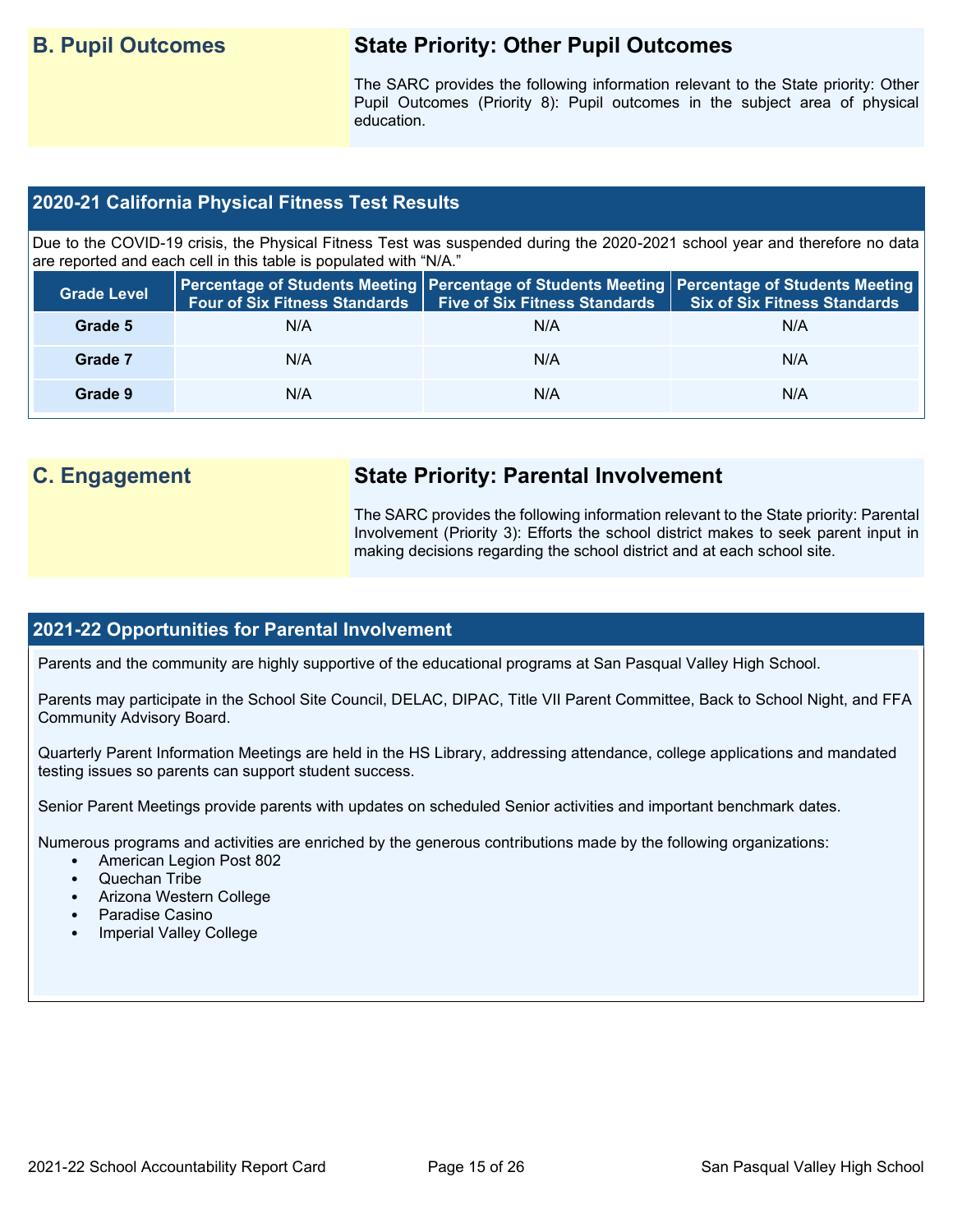## B. Pupil Outcomes

### State Priority: Other Pupil Outcomes

The SARC provides the following information relevant to the State priority: Other Pupil Outcomes (Priority 8): Pupil outcomes in the subject area of physical education.

### 2020-21 California Physical Fitness Test Results

Due to the COVID-19 crisis, the Physical Fitness Test was suspended during the 2020-2021 school year and therefore no data are reported and each cell in this table is populated with "N/A."

| Grade Level | Percentage of Students Meeting Four of Six Fitness Standards | Percentage of Students Meeting Five of Six Fitness Standards | Percentage of Students Meeting Six of Six Fitness Standards |
|---|---|---|---|
| Grade 5 | N/A | N/A | N/A |
| Grade 7 | N/A | N/A | N/A |
| Grade 9 | N/A | N/A | N/A |

## C. Engagement

### State Priority: Parental Involvement

The SARC provides the following information relevant to the State priority: Parental Involvement (Priority 3): Efforts the school district makes to seek parent input in making decisions regarding the school district and at each school site.

### 2021-22 Opportunities for Parental Involvement

Parents and the community are highly supportive of the educational programs at San Pasqual Valley High School.

Parents may participate in the School Site Council, DELAC, DIPAC, Title VII Parent Committee, Back to School Night, and FFA Community Advisory Board.

Quarterly Parent Information Meetings are held in the HS Library, addressing attendance, college applications and mandated testing issues so parents can support student success.

Senior Parent Meetings provide parents with updates on scheduled Senior activities and important benchmark dates.

Numerous programs and activities are enriched by the generous contributions made by the following organizations:

- American Legion Post 802
- Quechan Tribe
- Arizona Western College
- Paradise Casino
- Imperial Valley College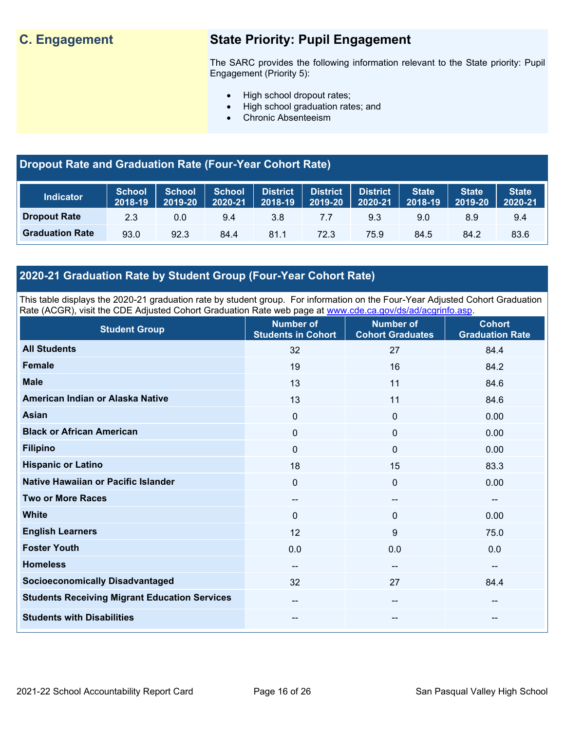## C. Engagement

### State Priority: Pupil Engagement

The SARC provides the following information relevant to the State priority: Pupil Engagement (Priority 5):

- High school dropout rates;
- High school graduation rates; and
- Chronic Absenteeism

### Dropout Rate and Graduation Rate (Four-Year Cohort Rate)

| Indicator | School 2018-19 | School 2019-20 | School 2020-21 | District 2018-19 | District 2019-20 | District 2020-21 | State 2018-19 | State 2019-20 | State 2020-21 |
|---|---|---|---|---|---|---|---|---|---|
| Dropout Rate | 2.3 | 0.0 | 9.4 | 3.8 | 7.7 | 9.3 | 9.0 | 8.9 | 9.4 |
| Graduation Rate | 93.0 | 92.3 | 84.4 | 81.1 | 72.3 | 75.9 | 84.5 | 84.2 | 83.6 |

### 2020-21 Graduation Rate by Student Group (Four-Year Cohort Rate)

This table displays the 2020-21 graduation rate by student group. For information on the Four-Year Adjusted Cohort Graduation Rate (ACGR), visit the CDE Adjusted Cohort Graduation Rate web page at www.cde.ca.gov/ds/ad/acgrinfo.asp.

| Student Group | Number of Students in Cohort | Number of Cohort Graduates | Cohort Graduation Rate |
|---|---|---|---|
| All Students | 32 | 27 | 84.4 |
| Female | 19 | 16 | 84.2 |
| Male | 13 | 11 | 84.6 |
| American Indian or Alaska Native | 13 | 11 | 84.6 |
| Asian | 0 | 0 | 0.00 |
| Black or African American | 0 | 0 | 0.00 |
| Filipino | 0 | 0 | 0.00 |
| Hispanic or Latino | 18 | 15 | 83.3 |
| Native Hawaiian or Pacific Islander | 0 | 0 | 0.00 |
| Two or More Races | -- | -- | -- |
| White | 0 | 0 | 0.00 |
| English Learners | 12 | 9 | 75.0 |
| Foster Youth | 0.0 | 0.0 | 0.0 |
| Homeless | -- | -- | -- |
| Socioeconomically Disadvantaged | 32 | 27 | 84.4 |
| Students Receiving Migrant Education Services | -- | -- | -- |
| Students with Disabilities | -- | -- | -- |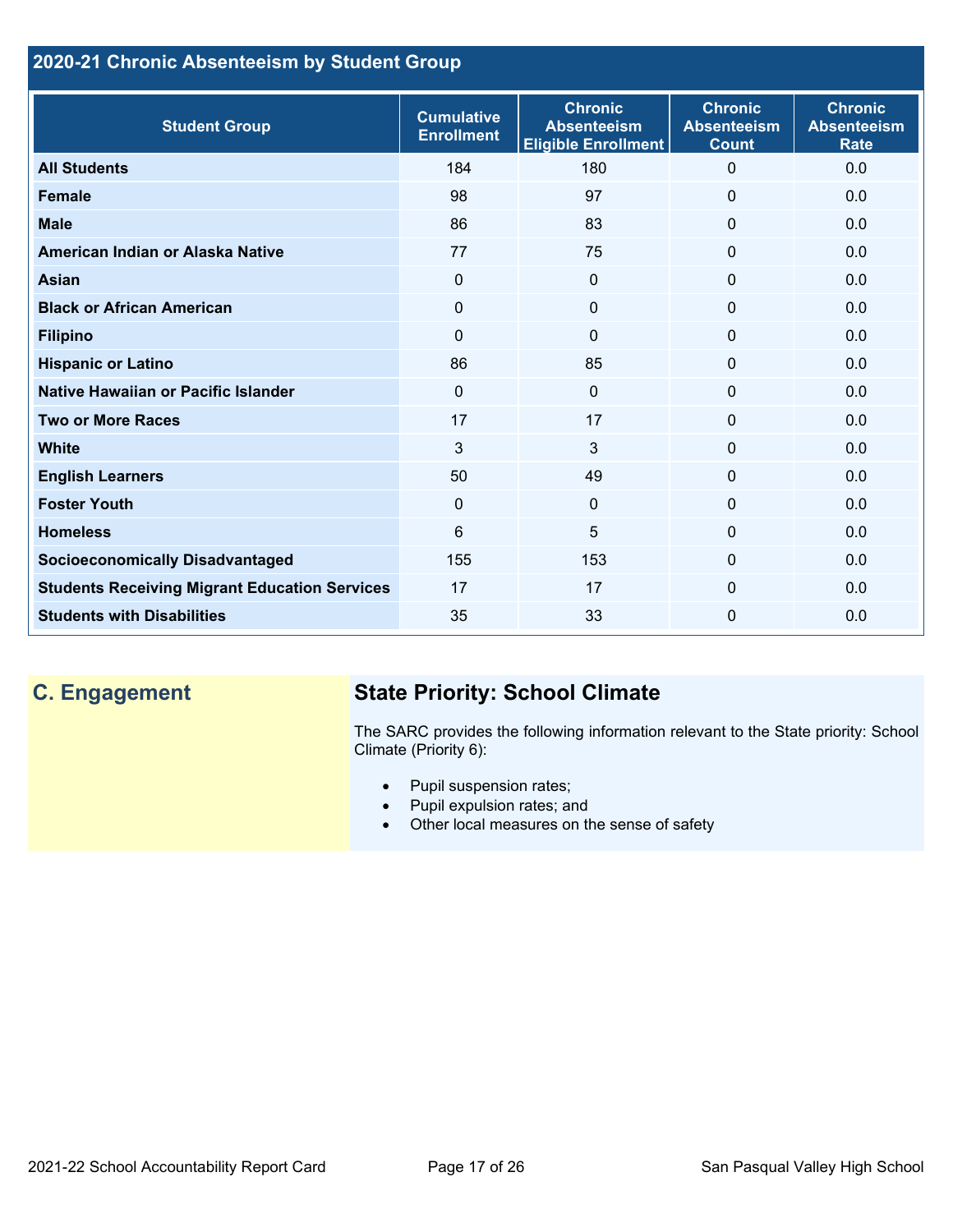## 2020-21 Chronic Absenteeism by Student Group

| Student Group | Cumulative Enrollment | Chronic Absenteeism Eligible Enrollment | Chronic Absenteeism Count | Chronic Absenteeism Rate |
|---|---|---|---|---|
| **All Students** | 184 | 180 | 0 | 0.0 |
| **Female** | 98 | 97 | 0 | 0.0 |
| **Male** | 86 | 83 | 0 | 0.0 |
| **American Indian or Alaska Native** | 77 | 75 | 0 | 0.0 |
| **Asian** | 0 | 0 | 0 | 0.0 |
| **Black or African American** | 0 | 0 | 0 | 0.0 |
| **Filipino** | 0 | 0 | 0 | 0.0 |
| **Hispanic or Latino** | 86 | 85 | 0 | 0.0 |
| **Native Hawaiian or Pacific Islander** | 0 | 0 | 0 | 0.0 |
| **Two or More Races** | 17 | 17 | 0 | 0.0 |
| **White** | 3 | 3 | 0 | 0.0 |
| **English Learners** | 50 | 49 | 0 | 0.0 |
| **Foster Youth** | 0 | 0 | 0 | 0.0 |
| **Homeless** | 6 | 5 | 0 | 0.0 |
| **Socioeconomically Disadvantaged** | 155 | 153 | 0 | 0.0 |
| **Students Receiving Migrant Education Services** | 17 | 17 | 0 | 0.0 |
| **Students with Disabilities** | 35 | 33 | 0 | 0.0 |

## C. Engagement

### State Priority: School Climate

The SARC provides the following information relevant to the State priority: School Climate (Priority 6):

- Pupil suspension rates;
- Pupil expulsion rates; and
- Other local measures on the sense of safety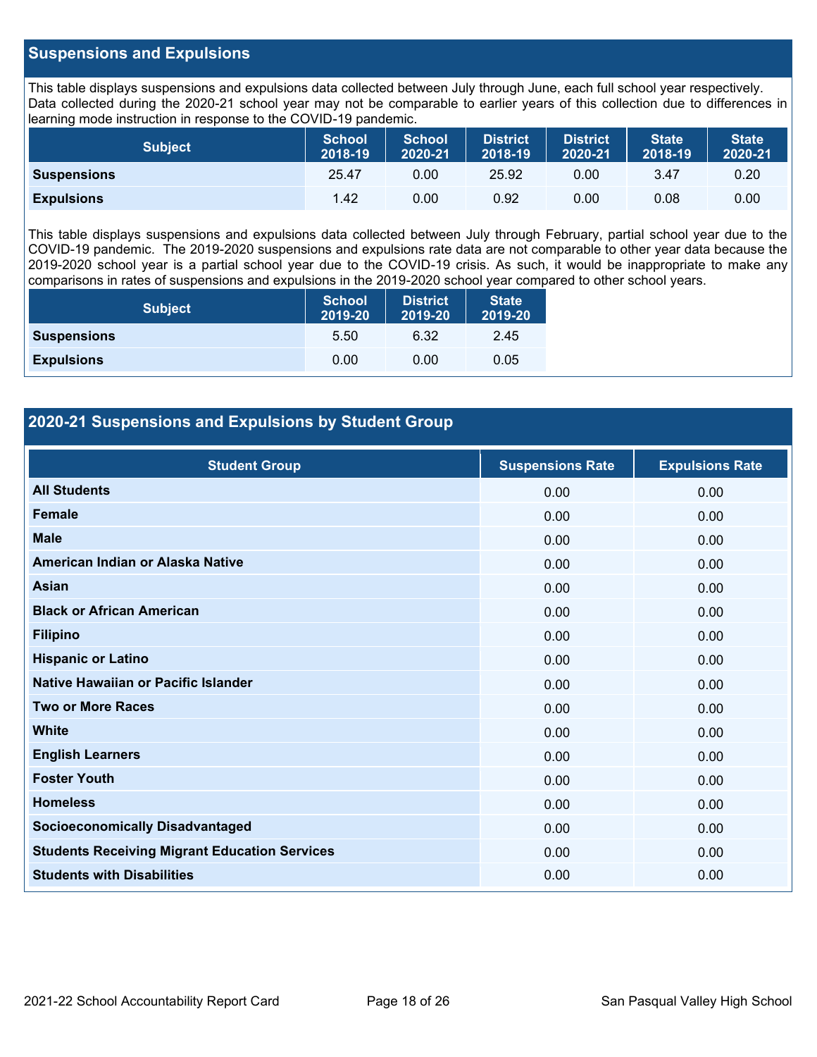## Suspensions and Expulsions

This table displays suspensions and expulsions data collected between July through June, each full school year respectively. Data collected during the 2020-21 school year may not be comparable to earlier years of this collection due to differences in learning mode instruction in response to the COVID-19 pandemic.

| Subject | School 2018-19 | School 2020-21 | District 2018-19 | District 2020-21 | State 2018-19 | State 2020-21 |
|---|---|---|---|---|---|---|
| **Suspensions** | 25.47 | 0.00 | 25.92 | 0.00 | 3.47 | 0.20 |
| **Expulsions** | 1.42 | 0.00 | 0.92 | 0.00 | 0.08 | 0.00 |

This table displays suspensions and expulsions data collected between July through February, partial school year due to the COVID-19 pandemic. The 2019-2020 suspensions and expulsions rate data are not comparable to other year data because the 2019-2020 school year is a partial school year due to the COVID-19 crisis. As such, it would be inappropriate to make any comparisons in rates of suspensions and expulsions in the 2019-2020 school year compared to other school years.

| Subject | School 2019-20 | District 2019-20 | State 2019-20 |
|---|---|---|---|
| **Suspensions** | 5.50 | 6.32 | 2.45 |
| **Expulsions** | 0.00 | 0.00 | 0.05 |

## 2020-21 Suspensions and Expulsions by Student Group

| Student Group | Suspensions Rate | Expulsions Rate |
|---|---|---|
| **All Students** | 0.00 | 0.00 |
| **Female** | 0.00 | 0.00 |
| **Male** | 0.00 | 0.00 |
| **American Indian or Alaska Native** | 0.00 | 0.00 |
| **Asian** | 0.00 | 0.00 |
| **Black or African American** | 0.00 | 0.00 |
| **Filipino** | 0.00 | 0.00 |
| **Hispanic or Latino** | 0.00 | 0.00 |
| **Native Hawaiian or Pacific Islander** | 0.00 | 0.00 |
| **Two or More Races** | 0.00 | 0.00 |
| **White** | 0.00 | 0.00 |
| **English Learners** | 0.00 | 0.00 |
| **Foster Youth** | 0.00 | 0.00 |
| **Homeless** | 0.00 | 0.00 |
| **Socioeconomically Disadvantaged** | 0.00 | 0.00 |
| **Students Receiving Migrant Education Services** | 0.00 | 0.00 |
| **Students with Disabilities** | 0.00 | 0.00 |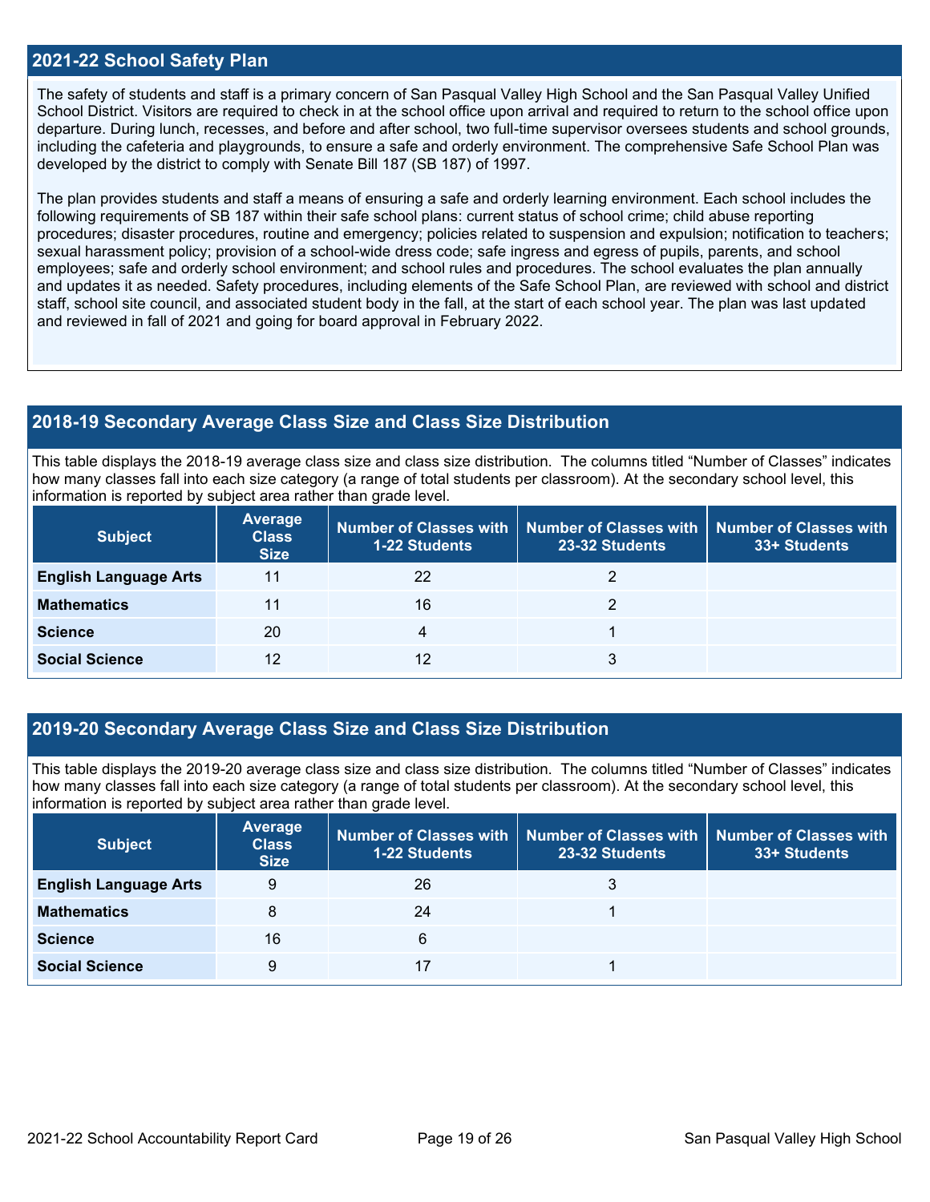## 2021-22 School Safety Plan

The safety of students and staff is a primary concern of San Pasqual Valley High School and the San Pasqual Valley Unified School District. Visitors are required to check in at the school office upon arrival and required to return to the school office upon departure. During lunch, recesses, and before and after school, two full-time supervisor oversees students and school grounds, including the cafeteria and playgrounds, to ensure a safe and orderly environment. The comprehensive Safe School Plan was developed by the district to comply with Senate Bill 187 (SB 187) of 1997.

The plan provides students and staff a means of ensuring a safe and orderly learning environment. Each school includes the following requirements of SB 187 within their safe school plans: current status of school crime; child abuse reporting procedures; disaster procedures, routine and emergency; policies related to suspension and expulsion; notification to teachers; sexual harassment policy; provision of a school-wide dress code; safe ingress and egress of pupils, parents, and school employees; safe and orderly school environment; and school rules and procedures. The school evaluates the plan annually and updates it as needed. Safety procedures, including elements of the Safe School Plan, are reviewed with school and district staff, school site council, and associated student body in the fall, at the start of each school year. The plan was last updated and reviewed in fall of 2021 and going for board approval in February 2022.

## 2018-19 Secondary Average Class Size and Class Size Distribution

This table displays the 2018-19 average class size and class size distribution. The columns titled "Number of Classes" indicates how many classes fall into each size category (a range of total students per classroom). At the secondary school level, this information is reported by subject area rather than grade level.

| Subject | Average Class Size | Number of Classes with 1-22 Students | Number of Classes with 23-32 Students | Number of Classes with 33+ Students |
|---|---|---|---|---|
| English Language Arts | 11 | 22 | 2 | |
| Mathematics | 11 | 16 | 2 | |
| Science | 20 | 4 | 1 | |
| Social Science | 12 | 12 | 3 | |

## 2019-20 Secondary Average Class Size and Class Size Distribution

This table displays the 2019-20 average class size and class size distribution. The columns titled "Number of Classes" indicates how many classes fall into each size category (a range of total students per classroom). At the secondary school level, this information is reported by subject area rather than grade level.

| Subject | Average Class Size | Number of Classes with 1-22 Students | Number of Classes with 23-32 Students | Number of Classes with 33+ Students |
|---|---|---|---|---|
| English Language Arts | 9 | 26 | 3 | |
| Mathematics | 8 | 24 | 1 | |
| Science | 16 | 6 | | |
| Social Science | 9 | 17 | 1 | |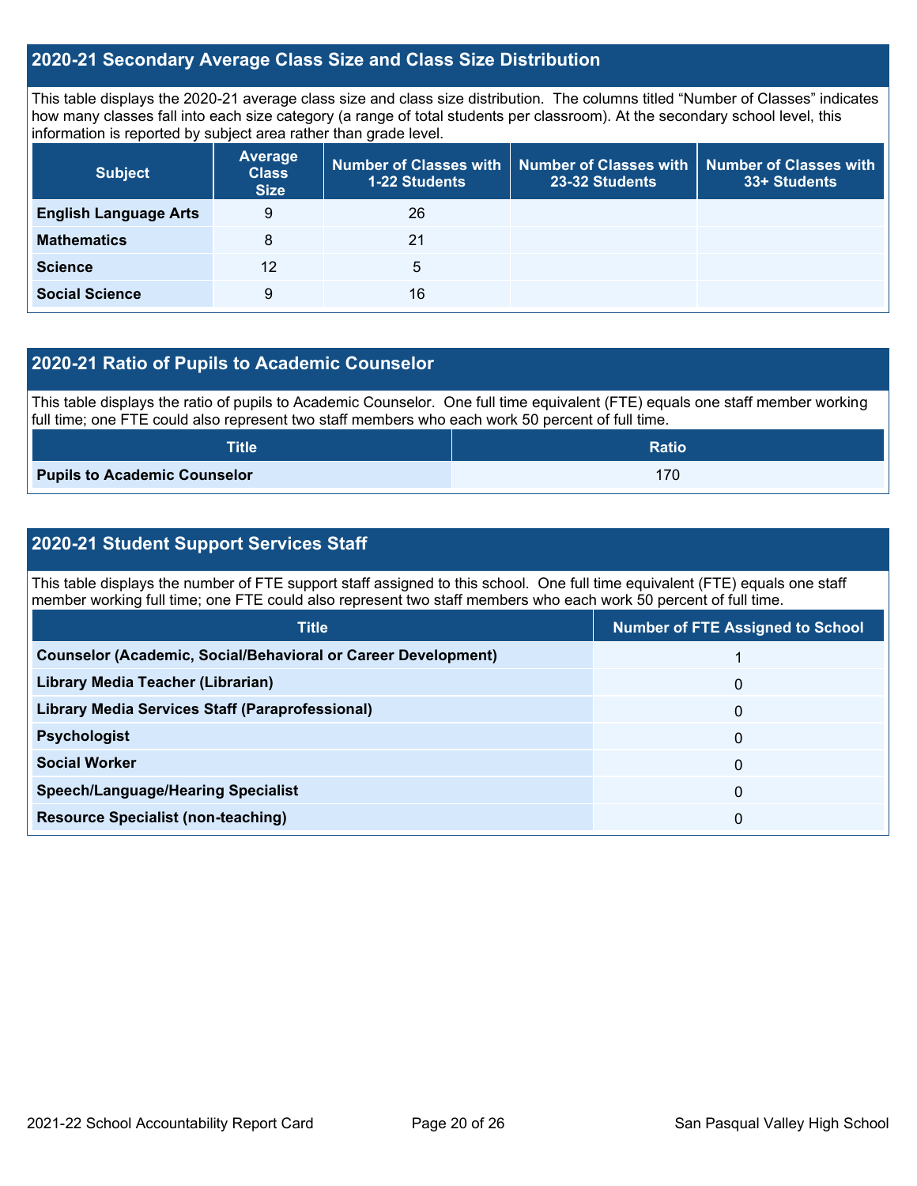## 2020-21 Secondary Average Class Size and Class Size Distribution

This table displays the 2020-21 average class size and class size distribution. The columns titled "Number of Classes" indicates how many classes fall into each size category (a range of total students per classroom). At the secondary school level, this information is reported by subject area rather than grade level.

| Subject | Average Class Size | Number of Classes with 1-22 Students | Number of Classes with 23-32 Students | Number of Classes with 33+ Students |
|---|---|---|---|---|
| **English Language Arts** | 9 | 26 | | |
| **Mathematics** | 8 | 21 | | |
| **Science** | 12 | 5 | | |
| **Social Science** | 9 | 16 | | |

## 2020-21 Ratio of Pupils to Academic Counselor

This table displays the ratio of pupils to Academic Counselor. One full time equivalent (FTE) equals one staff member working full time; one FTE could also represent two staff members who each work 50 percent of full time.

| Title | Ratio |
|---|---|
| **Pupils to Academic Counselor** | 170 |

## 2020-21 Student Support Services Staff

This table displays the number of FTE support staff assigned to this school. One full time equivalent (FTE) equals one staff member working full time; one FTE could also represent two staff members who each work 50 percent of full time.

| Title | Number of FTE Assigned to School |
|---|---|
| **Counselor (Academic, Social/Behavioral or Career Development)** | 1 |
| **Library Media Teacher (Librarian)** | 0 |
| **Library Media Services Staff (Paraprofessional)** | 0 |
| **Psychologist** | 0 |
| **Social Worker** | 0 |
| **Speech/Language/Hearing Specialist** | 0 |
| **Resource Specialist (non-teaching)** | 0 |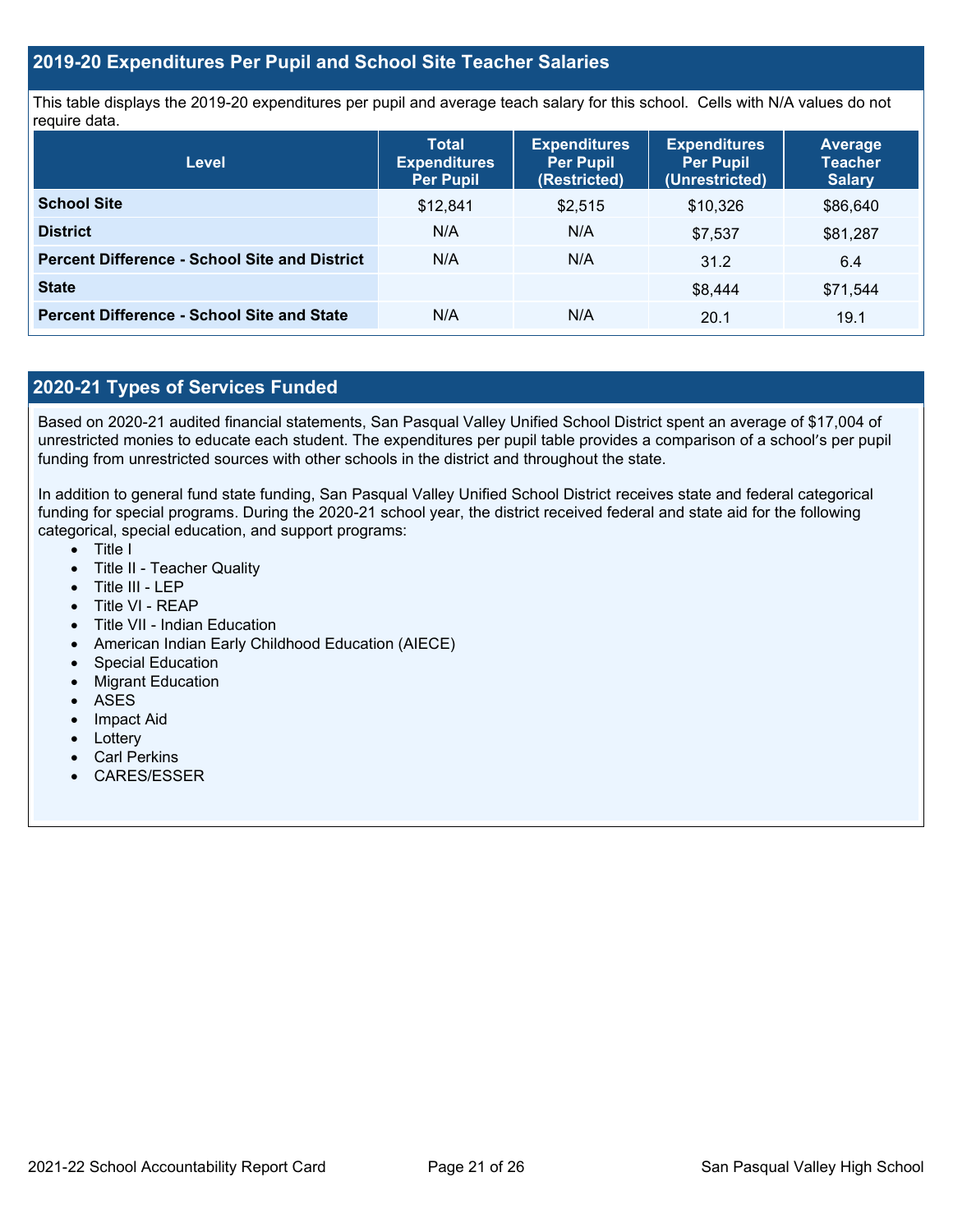## 2019-20 Expenditures Per Pupil and School Site Teacher Salaries

This table displays the 2019-20 expenditures per pupil and average teach salary for this school. Cells with N/A values do not require data.

| Level | Total Expenditures Per Pupil | Expenditures Per Pupil (Restricted) | Expenditures Per Pupil (Unrestricted) | Average Teacher Salary |
|---|---|---|---|---|
| **School Site** | $12,841 | $2,515 | $10,326 | $86,640 |
| **District** | N/A | N/A | $7,537 | $81,287 |
| **Percent Difference - School Site and District** | N/A | N/A | 31.2 | 6.4 |
| **State** | | | $8,444 | $71,544 |
| **Percent Difference - School Site and State** | N/A | N/A | 20.1 | 19.1 |

## 2020-21 Types of Services Funded

Based on 2020-21 audited financial statements, San Pasqual Valley Unified School District spent an average of $17,004 of unrestricted monies to educate each student. The expenditures per pupil table provides a comparison of a school's per pupil funding from unrestricted sources with other schools in the district and throughout the state.

In addition to general fund state funding, San Pasqual Valley Unified School District receives state and federal categorical funding for special programs. During the 2020-21 school year, the district received federal and state aid for the following categorical, special education, and support programs:

- Title I
- Title II - Teacher Quality
- Title III - LEP
- Title VI - REAP
- Title VII - Indian Education
- American Indian Early Childhood Education (AIECE)
- Special Education
- Migrant Education
- ASES
- Impact Aid
- Lottery
- Carl Perkins
- CARES/ESSER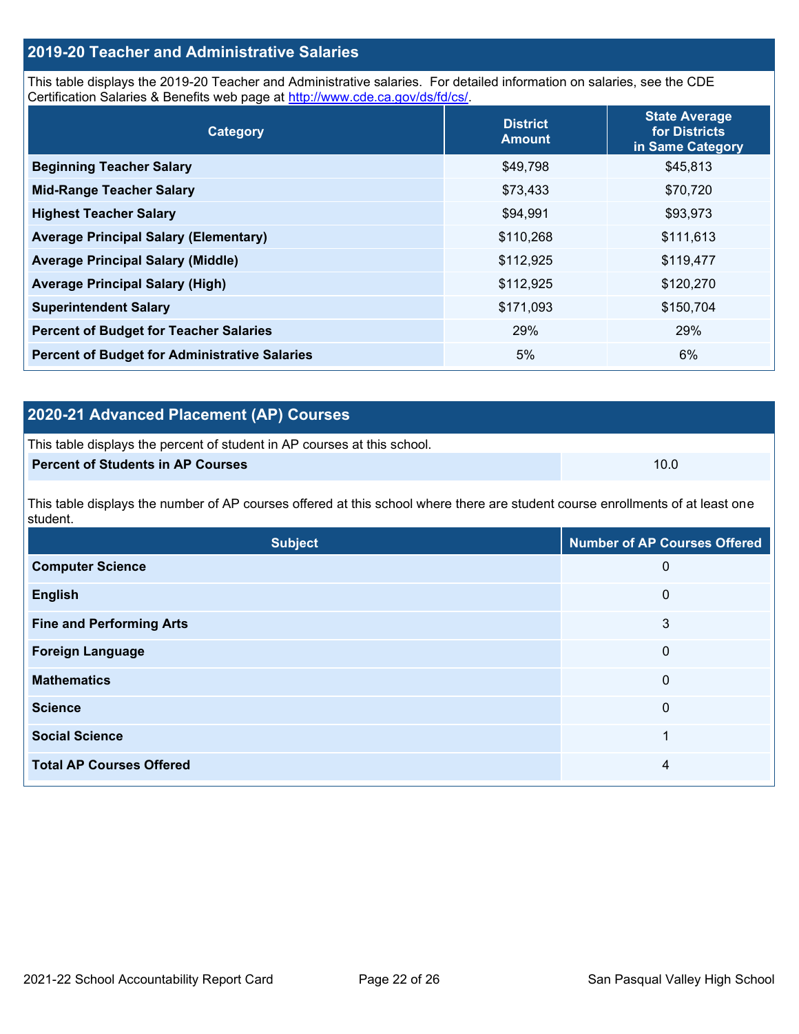## 2019-20 Teacher and Administrative Salaries

This table displays the 2019-20 Teacher and Administrative salaries. For detailed information on salaries, see the CDE Certification Salaries & Benefits web page at http://www.cde.ca.gov/ds/fd/cs/.

| Category | District Amount | State Average for Districts in Same Category |
|---|---|---|
| **Beginning Teacher Salary** | $49,798 | $45,813 |
| **Mid-Range Teacher Salary** | $73,433 | $70,720 |
| **Highest Teacher Salary** | $94,991 | $93,973 |
| **Average Principal Salary (Elementary)** | $110,268 | $111,613 |
| **Average Principal Salary (Middle)** | $112,925 | $119,477 |
| **Average Principal Salary (High)** | $112,925 | $120,270 |
| **Superintendent Salary** | $171,093 | $150,704 |
| **Percent of Budget for Teacher Salaries** | 29% | 29% |
| **Percent of Budget for Administrative Salaries** | 5% | 6% |

## 2020-21 Advanced Placement (AP) Courses

This table displays the percent of student in AP courses at this school.

| | |
|---|---|
| **Percent of Students in AP Courses** | 10.0 |

This table displays the number of AP courses offered at this school where there are student course enrollments of at least one student.

| Subject | Number of AP Courses Offered |
|---|---|
| **Computer Science** | 0 |
| **English** | 0 |
| **Fine and Performing Arts** | 3 |
| **Foreign Language** | 0 |
| **Mathematics** | 0 |
| **Science** | 0 |
| **Social Science** | 1 |
| **Total AP Courses Offered** | 4 |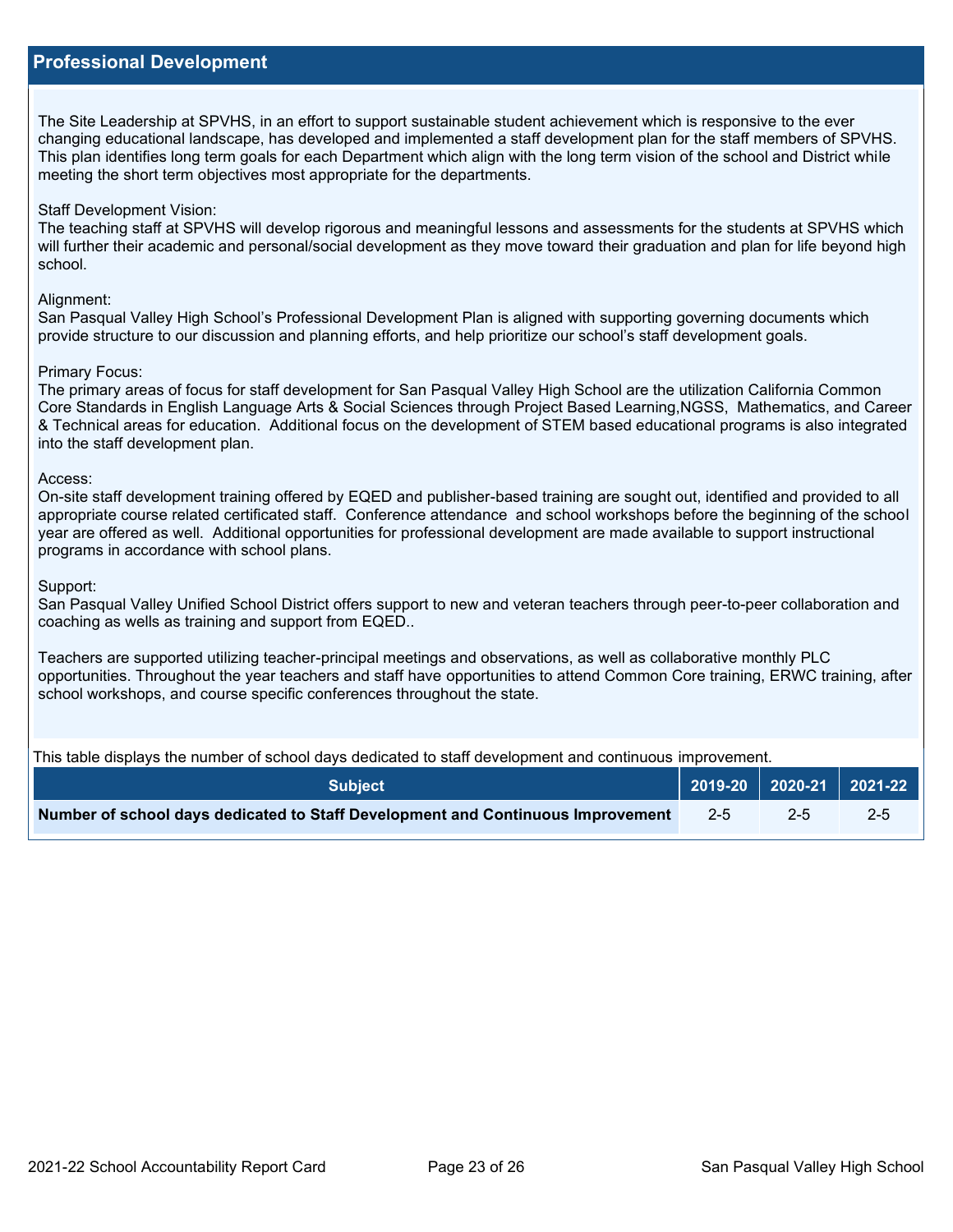## Professional Development

The Site Leadership at SPVHS, in an effort to support sustainable student achievement which is responsive to the ever changing educational landscape, has developed and implemented a staff development plan for the staff members of SPVHS. This plan identifies long term goals for each Department which align with the long term vision of the school and District while meeting the short term objectives most appropriate for the departments.

Staff Development Vision:
The teaching staff at SPVHS will develop rigorous and meaningful lessons and assessments for the students at SPVHS which will further their academic and personal/social development as they move toward their graduation and plan for life beyond high school.

Alignment:
San Pasqual Valley High School's Professional Development Plan is aligned with supporting governing documents which provide structure to our discussion and planning efforts, and help prioritize our school's staff development goals.

Primary Focus:
The primary areas of focus for staff development for San Pasqual Valley High School are the utilization California Common Core Standards in English Language Arts & Social Sciences through Project Based Learning,NGSS, Mathematics, and Career & Technical areas for education. Additional focus on the development of STEM based educational programs is also integrated into the staff development plan.

Access:
On-site staff development training offered by EQED and publisher-based training are sought out, identified and provided to all appropriate course related certificated staff. Conference attendance and school workshops before the beginning of the school year are offered as well. Additional opportunities for professional development are made available to support instructional programs in accordance with school plans.

Support:
San Pasqual Valley Unified School District offers support to new and veteran teachers through peer-to-peer collaboration and coaching as wells as training and support from EQED..

Teachers are supported utilizing teacher-principal meetings and observations, as well as collaborative monthly PLC opportunities. Throughout the year teachers and staff have opportunities to attend Common Core training, ERWC training, after school workshops, and course specific conferences throughout the state.

This table displays the number of school days dedicated to staff development and continuous improvement.

| Subject | 2019-20 | 2020-21 | 2021-22 |
|---|---|---|---|
| **Number of school days dedicated to Staff Development and Continuous Improvement** | 2-5 | 2-5 | 2-5 |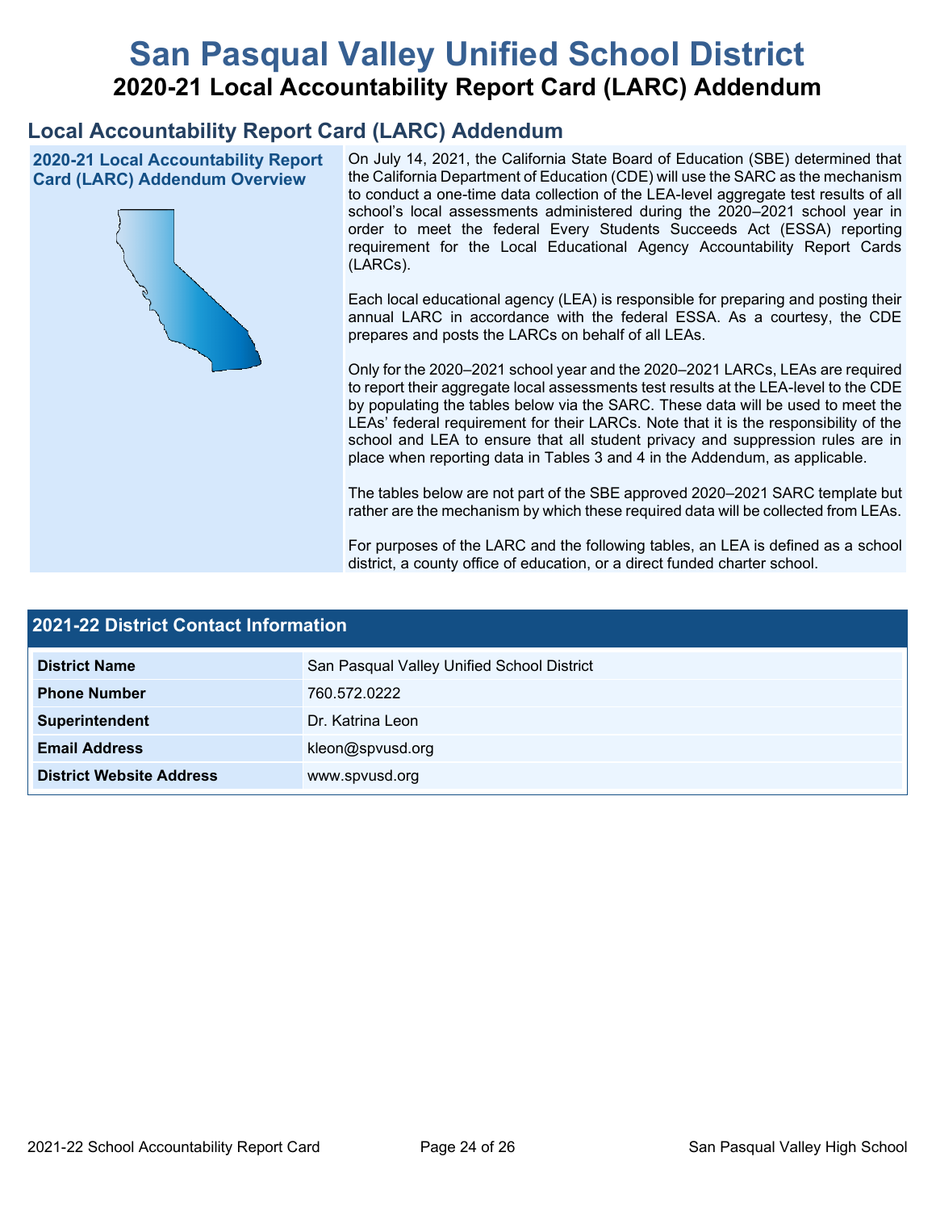# San Pasqual Valley Unified School District

## 2020-21 Local Accountability Report Card (LARC) Addendum

## Local Accountability Report Card (LARC) Addendum

### 2020-21 Local Accountability Report Card (LARC) Addendum Overview

On July 14, 2021, the California State Board of Education (SBE) determined that the California Department of Education (CDE) will use the SARC as the mechanism to conduct a one-time data collection of the LEA-level aggregate test results of all school's local assessments administered during the 2020–2021 school year in order to meet the federal Every Students Succeeds Act (ESSA) reporting requirement for the Local Educational Agency Accountability Report Cards (LARCs).

Each local educational agency (LEA) is responsible for preparing and posting their annual LARC in accordance with the federal ESSA. As a courtesy, the CDE prepares and posts the LARCs on behalf of all LEAs.

Only for the 2020–2021 school year and the 2020–2021 LARCs, LEAs are required to report their aggregate local assessments test results at the LEA-level to the CDE by populating the tables below via the SARC. These data will be used to meet the LEAs' federal requirement for their LARCs. Note that it is the responsibility of the school and LEA to ensure that all student privacy and suppression rules are in place when reporting data in Tables 3 and 4 in the Addendum, as applicable.

The tables below are not part of the SBE approved 2020–2021 SARC template but rather are the mechanism by which these required data will be collected from LEAs.

For purposes of the LARC and the following tables, an LEA is defined as a school district, a county office of education, or a direct funded charter school.

### 2021-22 District Contact Information

| 2021-22 District Contact Information | |
|---|---|
| **District Name** | San Pasqual Valley Unified School District |
| **Phone Number** | 760.572.0222 |
| **Superintendent** | Dr. Katrina Leon |
| **Email Address** | kleon@spvusd.org |
| **District Website Address** | www.spvusd.org |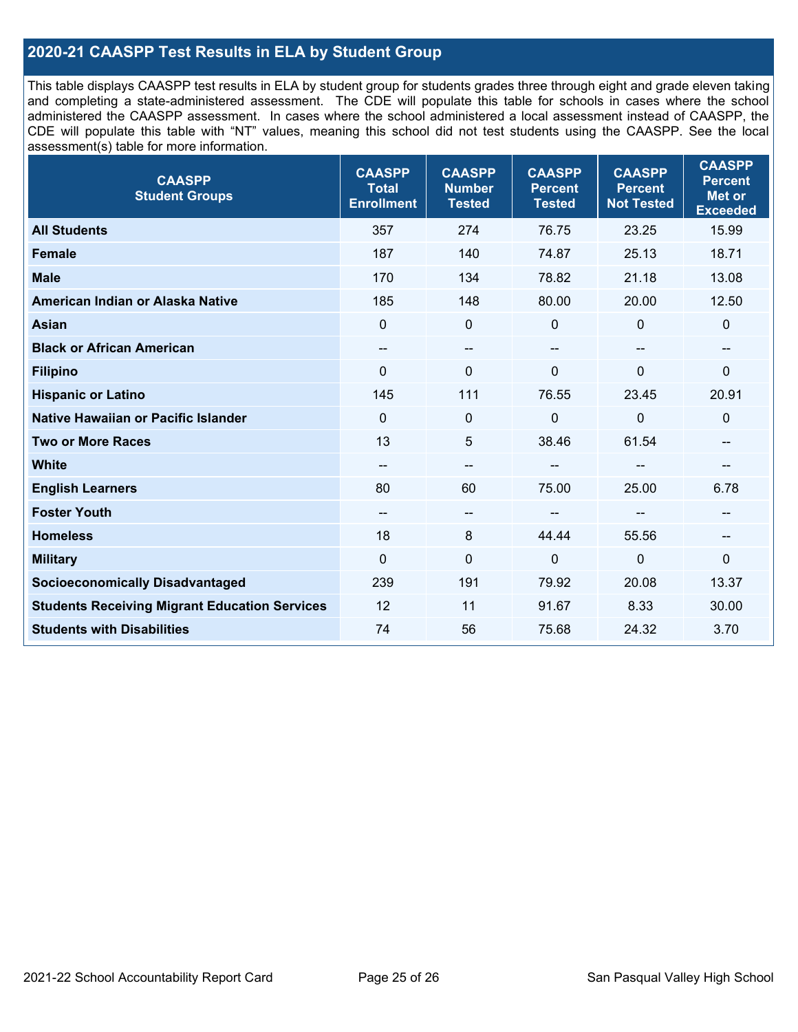## 2020-21 CAASPP Test Results in ELA by Student Group

This table displays CAASPP test results in ELA by student group for students grades three through eight and grade eleven taking and completing a state-administered assessment. The CDE will populate this table for schools in cases where the school administered the CAASPP assessment. In cases where the school administered a local assessment instead of CAASPP, the CDE will populate this table with "NT" values, meaning this school did not test students using the CAASPP. See the local assessment(s) table for more information.

| CAASPP Student Groups | CAASPP Total Enrollment | CAASPP Number Tested | CAASPP Percent Tested | CAASPP Percent Not Tested | CAASPP Percent Met or Exceeded |
|---|---|---|---|---|---|
| **All Students** | 357 | 274 | 76.75 | 23.25 | 15.99 |
| **Female** | 187 | 140 | 74.87 | 25.13 | 18.71 |
| **Male** | 170 | 134 | 78.82 | 21.18 | 13.08 |
| **American Indian or Alaska Native** | 185 | 148 | 80.00 | 20.00 | 12.50 |
| **Asian** | 0 | 0 | 0 | 0 | 0 |
| **Black or African American** | -- | -- | -- | -- | -- |
| **Filipino** | 0 | 0 | 0 | 0 | 0 |
| **Hispanic or Latino** | 145 | 111 | 76.55 | 23.45 | 20.91 |
| **Native Hawaiian or Pacific Islander** | 0 | 0 | 0 | 0 | 0 |
| **Two or More Races** | 13 | 5 | 38.46 | 61.54 | -- |
| **White** | -- | -- | -- | -- | -- |
| **English Learners** | 80 | 60 | 75.00 | 25.00 | 6.78 |
| **Foster Youth** | -- | -- | -- | -- | -- |
| **Homeless** | 18 | 8 | 44.44 | 55.56 | -- |
| **Military** | 0 | 0 | 0 | 0 | 0 |
| **Socioeconomically Disadvantaged** | 239 | 191 | 79.92 | 20.08 | 13.37 |
| **Students Receiving Migrant Education Services** | 12 | 11 | 91.67 | 8.33 | 30.00 |
| **Students with Disabilities** | 74 | 56 | 75.68 | 24.32 | 3.70 |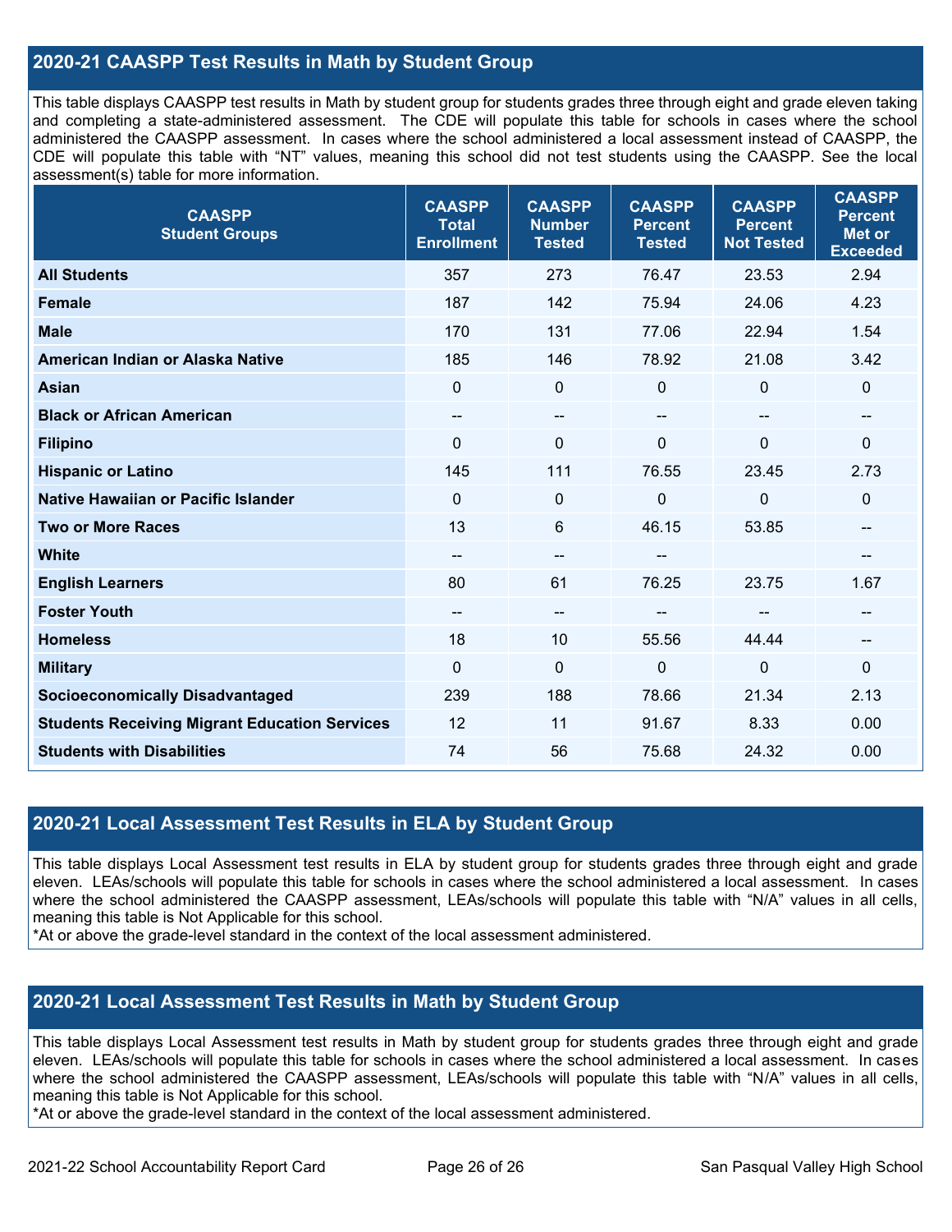## 2020-21 CAASPP Test Results in Math by Student Group

This table displays CAASPP test results in Math by student group for students grades three through eight and grade eleven taking and completing a state-administered assessment. The CDE will populate this table for schools in cases where the school administered the CAASPP assessment. In cases where the school administered a local assessment instead of CAASPP, the CDE will populate this table with "NT" values, meaning this school did not test students using the CAASPP. See the local assessment(s) table for more information.

| CAASPP Student Groups | CAASPP Total Enrollment | CAASPP Number Tested | CAASPP Percent Tested | CAASPP Percent Not Tested | CAASPP Percent Met or Exceeded |
|---|---|---|---|---|---|
| **All Students** | 357 | 273 | 76.47 | 23.53 | 2.94 |
| **Female** | 187 | 142 | 75.94 | 24.06 | 4.23 |
| **Male** | 170 | 131 | 77.06 | 22.94 | 1.54 |
| **American Indian or Alaska Native** | 185 | 146 | 78.92 | 21.08 | 3.42 |
| **Asian** | 0 | 0 | 0 | 0 | 0 |
| **Black or African American** | -- | -- | -- | -- | -- |
| **Filipino** | 0 | 0 | 0 | 0 | 0 |
| **Hispanic or Latino** | 145 | 111 | 76.55 | 23.45 | 2.73 |
| **Native Hawaiian or Pacific Islander** | 0 | 0 | 0 | 0 | 0 |
| **Two or More Races** | 13 | 6 | 46.15 | 53.85 | -- |
| **White** | -- | -- | -- | | -- |
| **English Learners** | 80 | 61 | 76.25 | 23.75 | 1.67 |
| **Foster Youth** | -- | -- | -- | -- | -- |
| **Homeless** | 18 | 10 | 55.56 | 44.44 | -- |
| **Military** | 0 | 0 | 0 | 0 | 0 |
| **Socioeconomically Disadvantaged** | 239 | 188 | 78.66 | 21.34 | 2.13 |
| **Students Receiving Migrant Education Services** | 12 | 11 | 91.67 | 8.33 | 0.00 |
| **Students with Disabilities** | 74 | 56 | 75.68 | 24.32 | 0.00 |

## 2020-21 Local Assessment Test Results in ELA by Student Group

This table displays Local Assessment test results in ELA by student group for students grades three through eight and grade eleven. LEAs/schools will populate this table for schools in cases where the school administered a local assessment. In cases where the school administered the CAASPP assessment, LEAs/schools will populate this table with "N/A" values in all cells, meaning this table is Not Applicable for this school.

*At or above the grade-level standard in the context of the local assessment administered.

## 2020-21 Local Assessment Test Results in Math by Student Group

This table displays Local Assessment test results in Math by student group for students grades three through eight and grade eleven. LEAs/schools will populate this table for schools in cases where the school administered a local assessment. In cases where the school administered the CAASPP assessment, LEAs/schools will populate this table with "N/A" values in all cells, meaning this table is Not Applicable for this school.

*At or above the grade-level standard in the context of the local assessment administered.